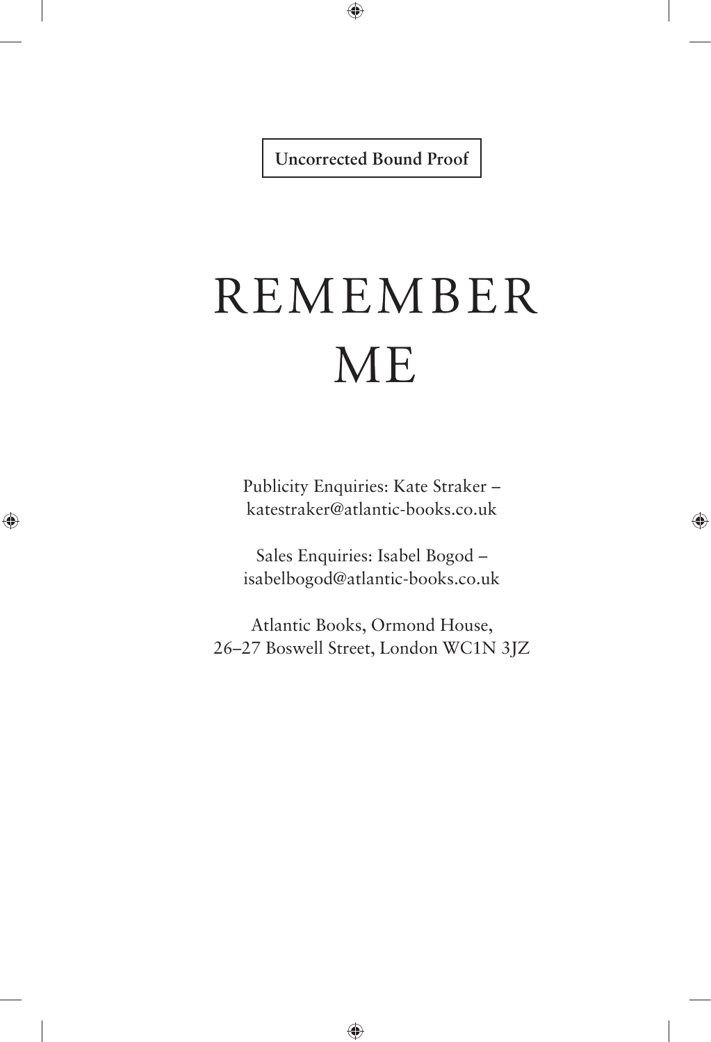**Uncorrected Bound Proof**

# REMEMBER ME

Publicity Enquiries: Kate Straker – katestraker@atlantic-books.co.uk

Sales Enquiries: Isabel Bogod – isabelbogod@atlantic-books.co.uk

Atlantic Books, Ormond House,
26–27 Boswell Street, London WC1N 3JZ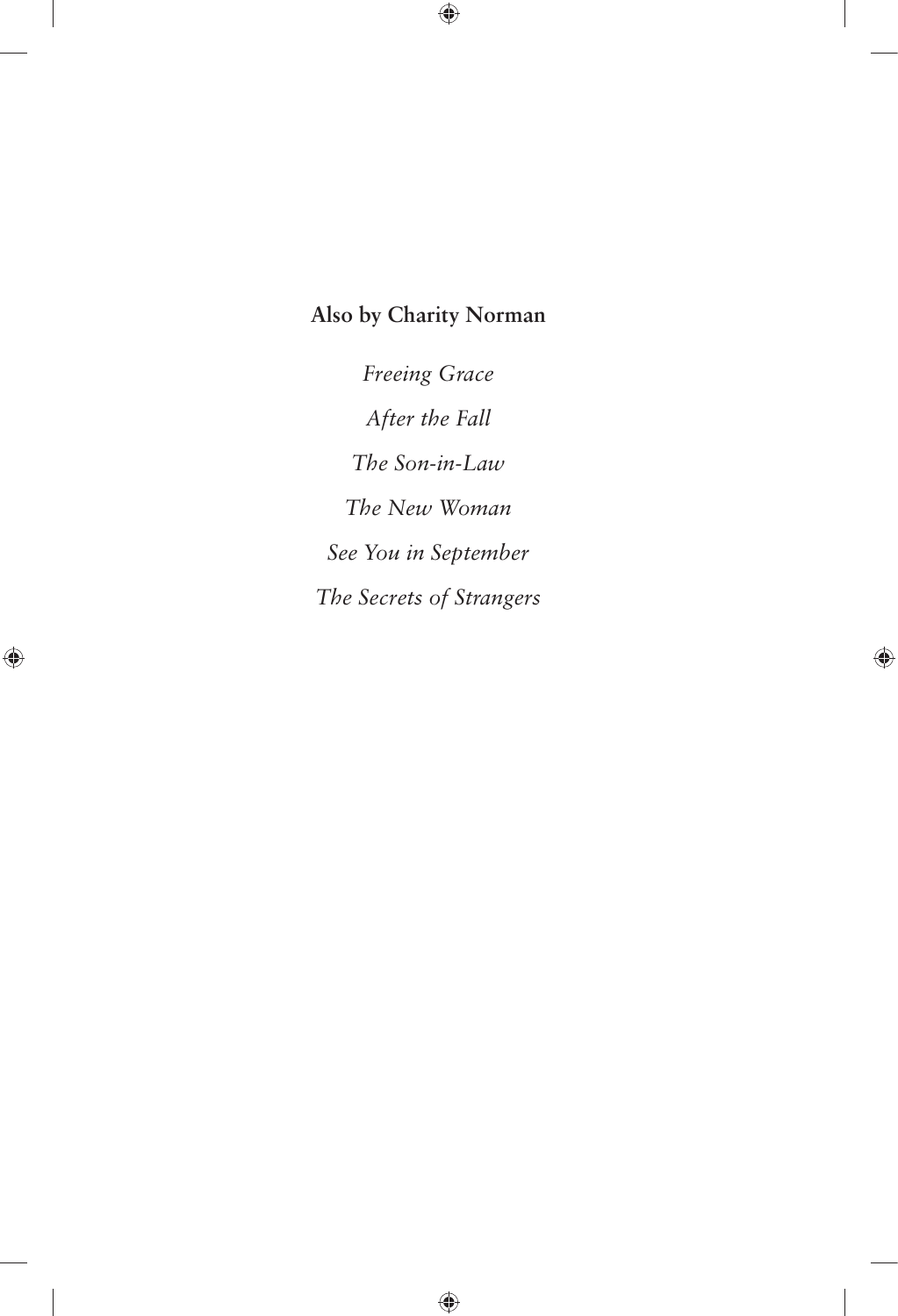**Also by Charity Norman**

*Freeing Grace*

*After the Fall*

*The Son-in-Law*

*The New Woman*

*See You in September*

*The Secrets of Strangers*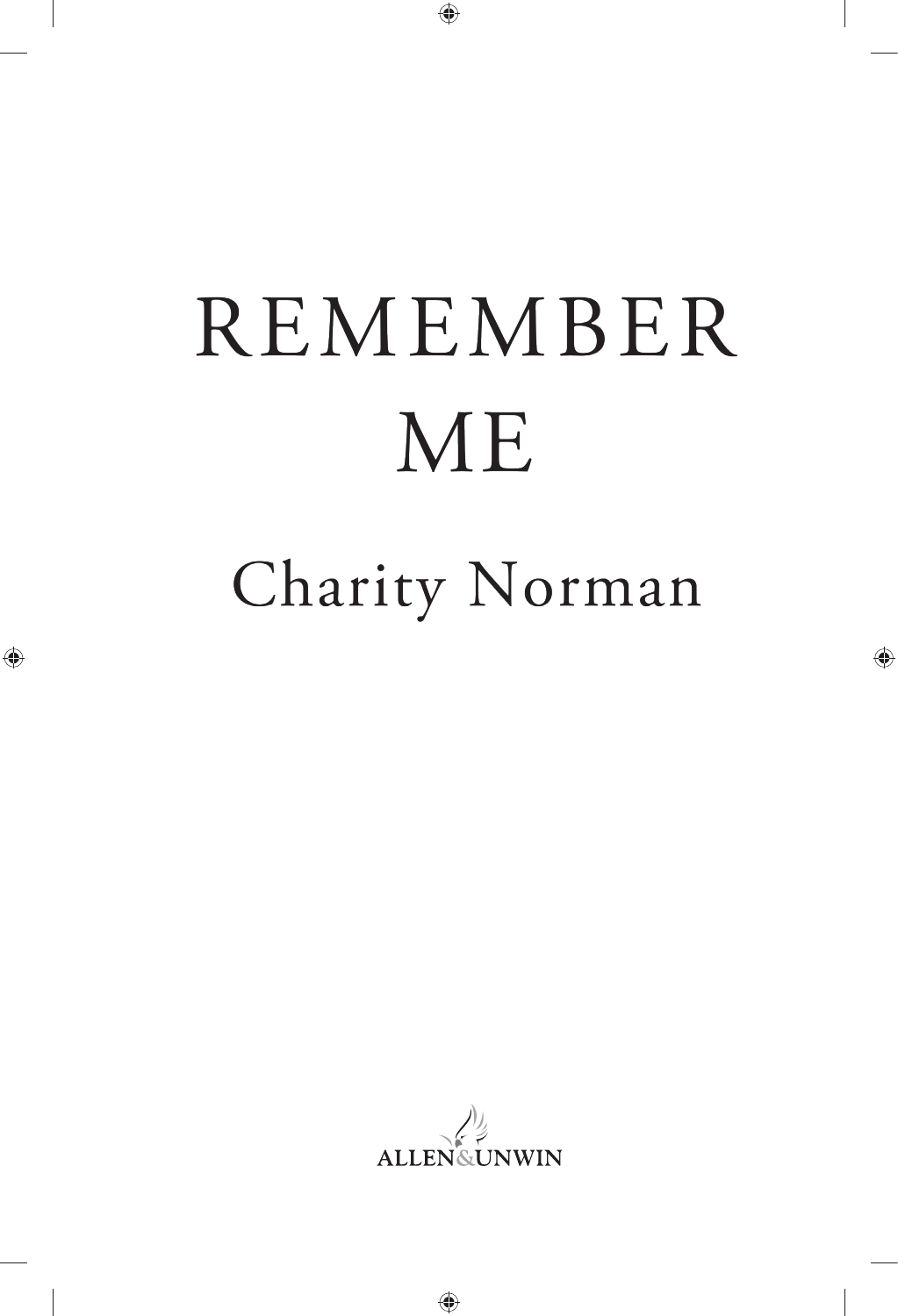# REMEMBER ME

## Charity Norman

ALLEN&UNWIN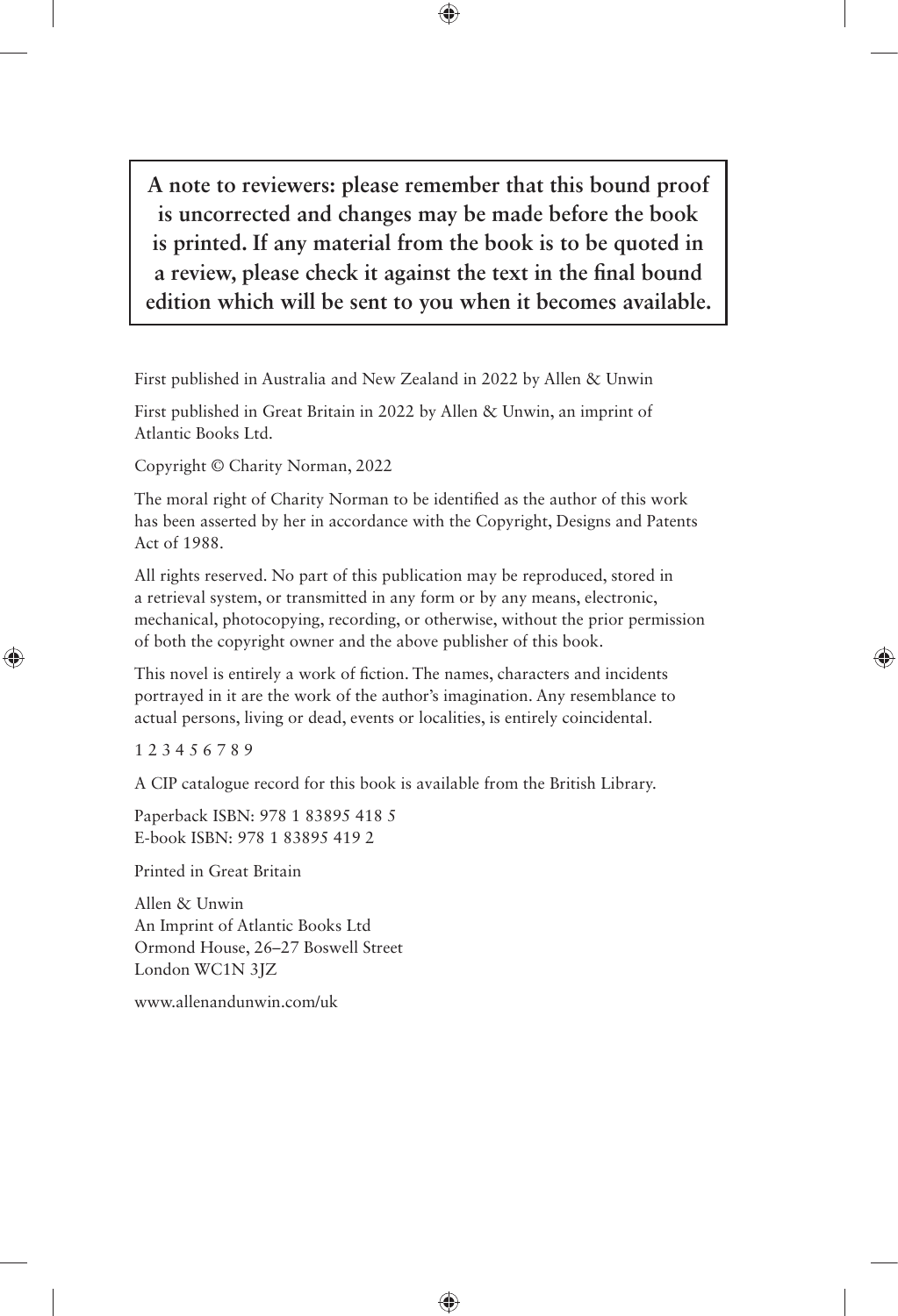**A note to reviewers: please remember that this bound proof is uncorrected and changes may be made before the book is printed. If any material from the book is to be quoted in a review, please check it against the text in the final bound edition which will be sent to you when it becomes available.**

First published in Australia and New Zealand in 2022 by Allen & Unwin

First published in Great Britain in 2022 by Allen & Unwin, an imprint of Atlantic Books Ltd.

Copyright © Charity Norman, 2022

The moral right of Charity Norman to be identified as the author of this work has been asserted by her in accordance with the Copyright, Designs and Patents Act of 1988.

All rights reserved. No part of this publication may be reproduced, stored in a retrieval system, or transmitted in any form or by any means, electronic, mechanical, photocopying, recording, or otherwise, without the prior permission of both the copyright owner and the above publisher of this book.

This novel is entirely a work of fiction. The names, characters and incidents portrayed in it are the work of the author's imagination. Any resemblance to actual persons, living or dead, events or localities, is entirely coincidental.

1 2 3 4 5 6 7 8 9

A CIP catalogue record for this book is available from the British Library.

Paperback ISBN: 978 1 83895 418 5
E-book ISBN: 978 1 83895 419 2

Printed in Great Britain

Allen & Unwin
An Imprint of Atlantic Books Ltd
Ormond House, 26–27 Boswell Street
London WC1N 3JZ

www.allenandunwin.com/uk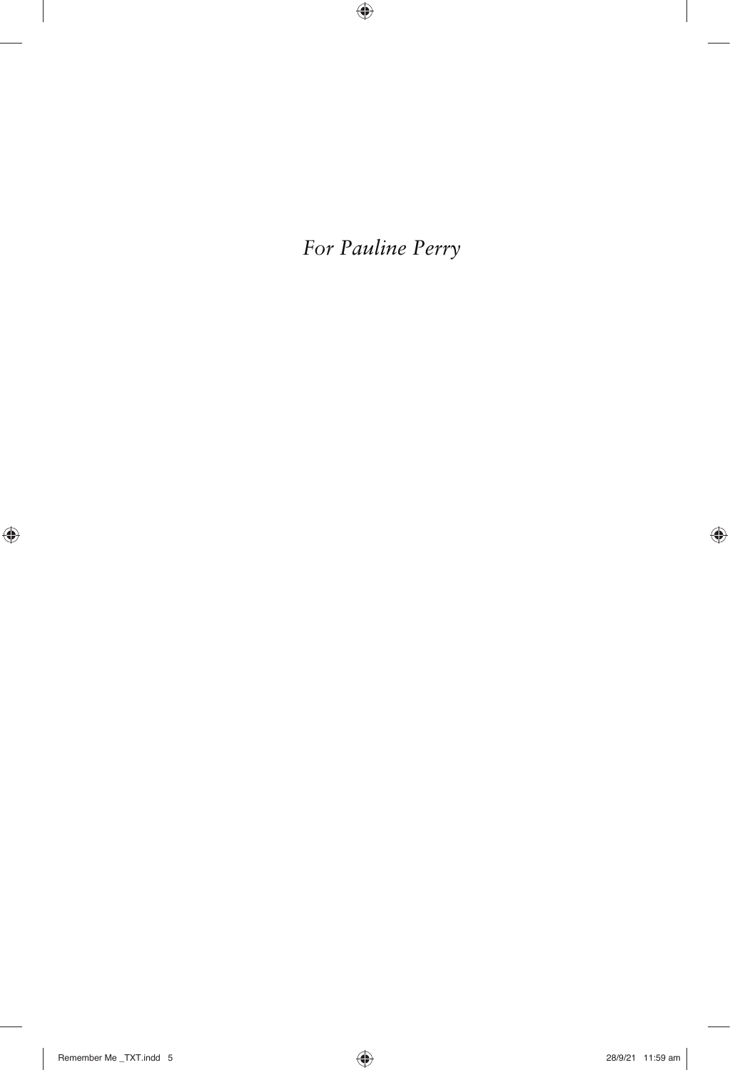*For Pauline Perry*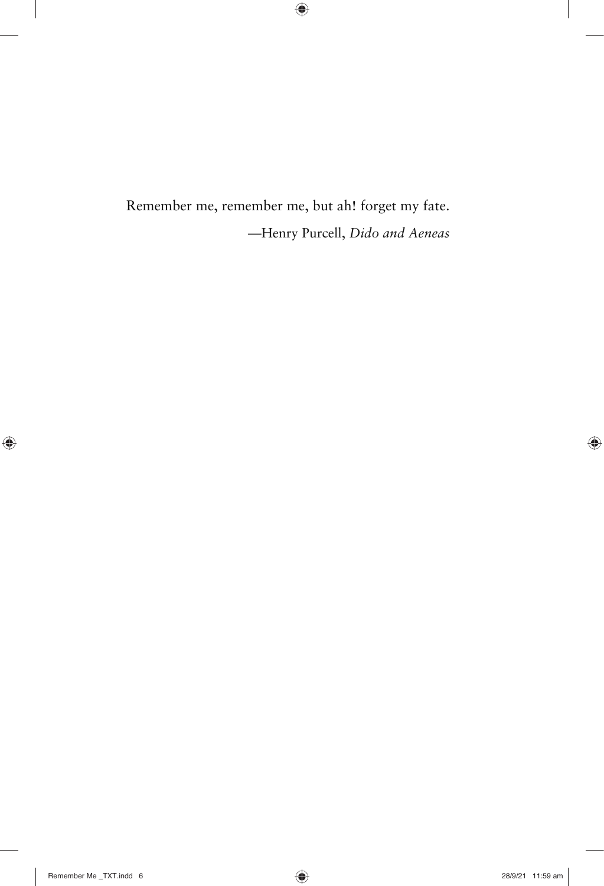Remember me, remember me, but ah! forget my fate.

—Henry Purcell, *Dido and Aeneas*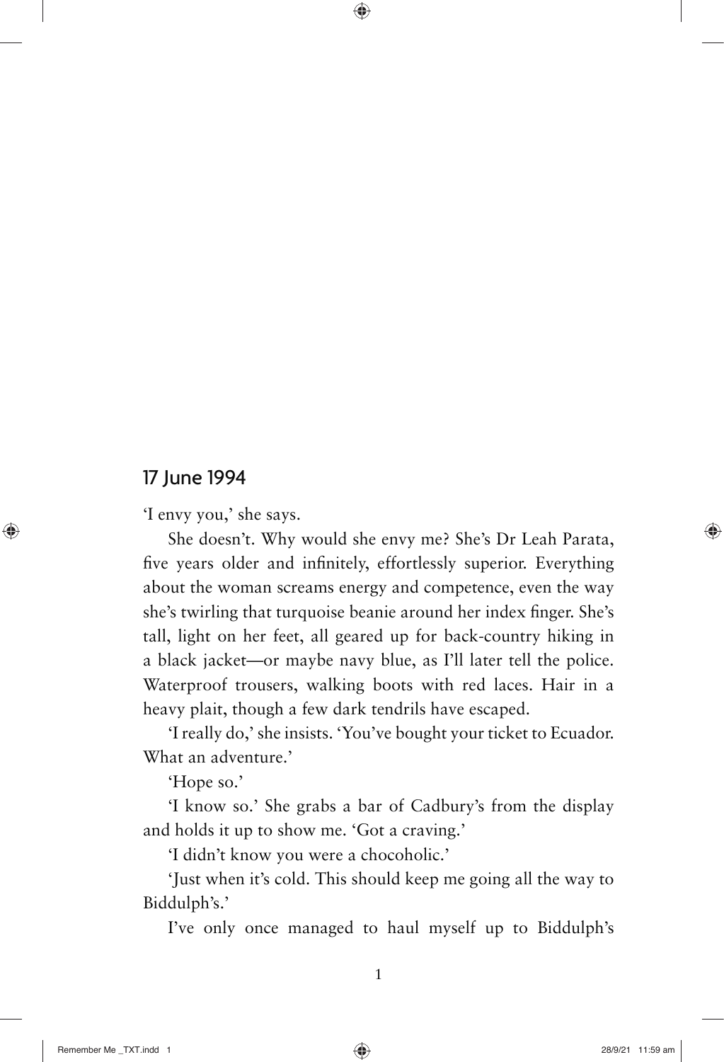## 17 June 1994

'I envy you,' she says.

She doesn't. Why would she envy me? She's Dr Leah Parata, five years older and infinitely, effortlessly superior. Everything about the woman screams energy and competence, even the way she's twirling that turquoise beanie around her index finger. She's tall, light on her feet, all geared up for back-country hiking in a black jacket—or maybe navy blue, as I'll later tell the police. Waterproof trousers, walking boots with red laces. Hair in a heavy plait, though a few dark tendrils have escaped.

'I really do,' she insists. 'You've bought your ticket to Ecuador. What an adventure.'

'Hope so.'

'I know so.' She grabs a bar of Cadbury's from the display and holds it up to show me. 'Got a craving.'

'I didn't know you were a chocoholic.'

'Just when it's cold. This should keep me going all the way to Biddulph's.'

I've only once managed to haul myself up to Biddulph's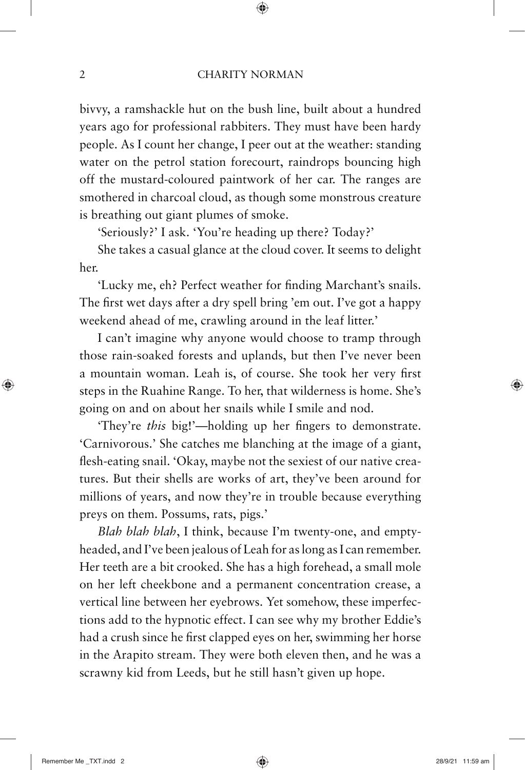bivvy, a ramshackle hut on the bush line, built about a hundred years ago for professional rabbiters. They must have been hardy people. As I count her change, I peer out at the weather: standing water on the petrol station forecourt, raindrops bouncing high off the mustard-coloured paintwork of her car. The ranges are smothered in charcoal cloud, as though some monstrous creature is breathing out giant plumes of smoke.

'Seriously?' I ask. 'You're heading up there? Today?'

She takes a casual glance at the cloud cover. It seems to delight her.

'Lucky me, eh? Perfect weather for finding Marchant's snails. The first wet days after a dry spell bring 'em out. I've got a happy weekend ahead of me, crawling around in the leaf litter.'

I can't imagine why anyone would choose to tramp through those rain-soaked forests and uplands, but then I've never been a mountain woman. Leah is, of course. She took her very first steps in the Ruahine Range. To her, that wilderness is home. She's going on and on about her snails while I smile and nod.

'They're *this* big!'—holding up her fingers to demonstrate. 'Carnivorous.' She catches me blanching at the image of a giant, flesh-eating snail. 'Okay, maybe not the sexiest of our native creatures. But their shells are works of art, they've been around for millions of years, and now they're in trouble because everything preys on them. Possums, rats, pigs.'

*Blah blah blah*, I think, because I'm twenty-one, and empty-headed, and I've been jealous of Leah for as long as I can remember. Her teeth are a bit crooked. She has a high forehead, a small mole on her left cheekbone and a permanent concentration crease, a vertical line between her eyebrows. Yet somehow, these imperfections add to the hypnotic effect. I can see why my brother Eddie's had a crush since he first clapped eyes on her, swimming her horse in the Arapito stream. They were both eleven then, and he was a scrawny kid from Leeds, but he still hasn't given up hope.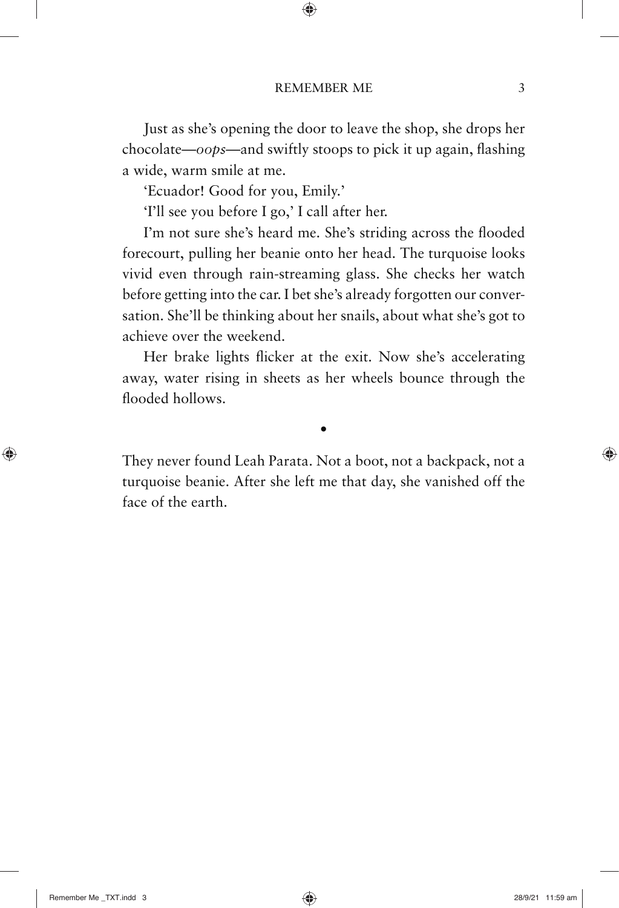Just as she's opening the door to leave the shop, she drops her chocolate—*oops*—and swiftly stoops to pick it up again, flashing a wide, warm smile at me.

'Ecuador! Good for you, Emily.'

'I'll see you before I go,' I call after her.

I'm not sure she's heard me. She's striding across the flooded forecourt, pulling her beanie onto her head. The turquoise looks vivid even through rain-streaming glass. She checks her watch before getting into the car. I bet she's already forgotten our conversation. She'll be thinking about her snails, about what she's got to achieve over the weekend.

Her brake lights flicker at the exit. Now she's accelerating away, water rising in sheets as her wheels bounce through the flooded hollows.

•

They never found Leah Parata. Not a boot, not a backpack, not a turquoise beanie. After she left me that day, she vanished off the face of the earth.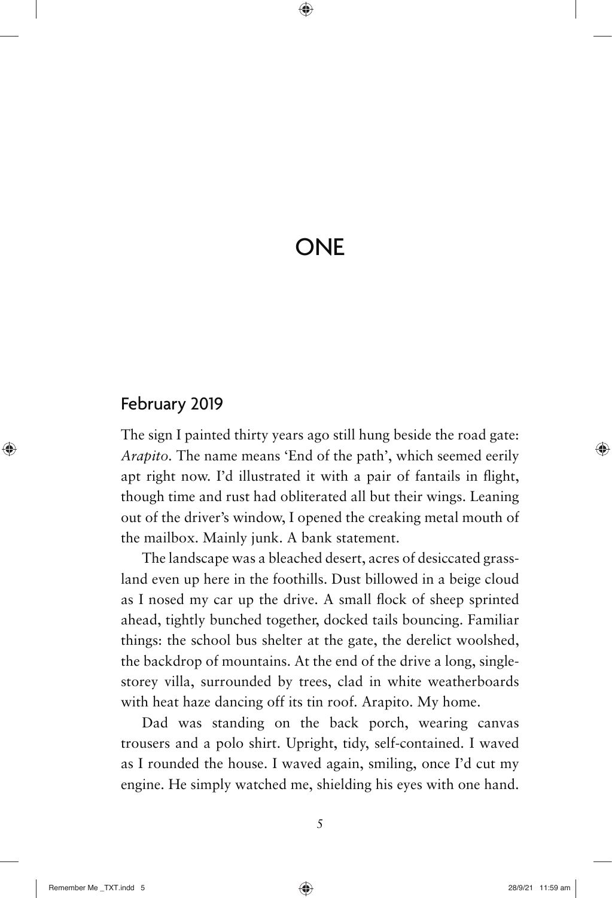# ONE

## February 2019

The sign I painted thirty years ago still hung beside the road gate: *Arapito.* The name means 'End of the path', which seemed eerily apt right now. I'd illustrated it with a pair of fantails in flight, though time and rust had obliterated all but their wings. Leaning out of the driver's window, I opened the creaking metal mouth of the mailbox. Mainly junk. A bank statement.

The landscape was a bleached desert, acres of desiccated grassland even up here in the foothills. Dust billowed in a beige cloud as I nosed my car up the drive. A small flock of sheep sprinted ahead, tightly bunched together, docked tails bouncing. Familiar things: the school bus shelter at the gate, the derelict woolshed, the backdrop of mountains. At the end of the drive a long, single-storey villa, surrounded by trees, clad in white weatherboards with heat haze dancing off its tin roof. Arapito. My home.

Dad was standing on the back porch, wearing canvas trousers and a polo shirt. Upright, tidy, self-contained. I waved as I rounded the house. I waved again, smiling, once I'd cut my engine. He simply watched me, shielding his eyes with one hand.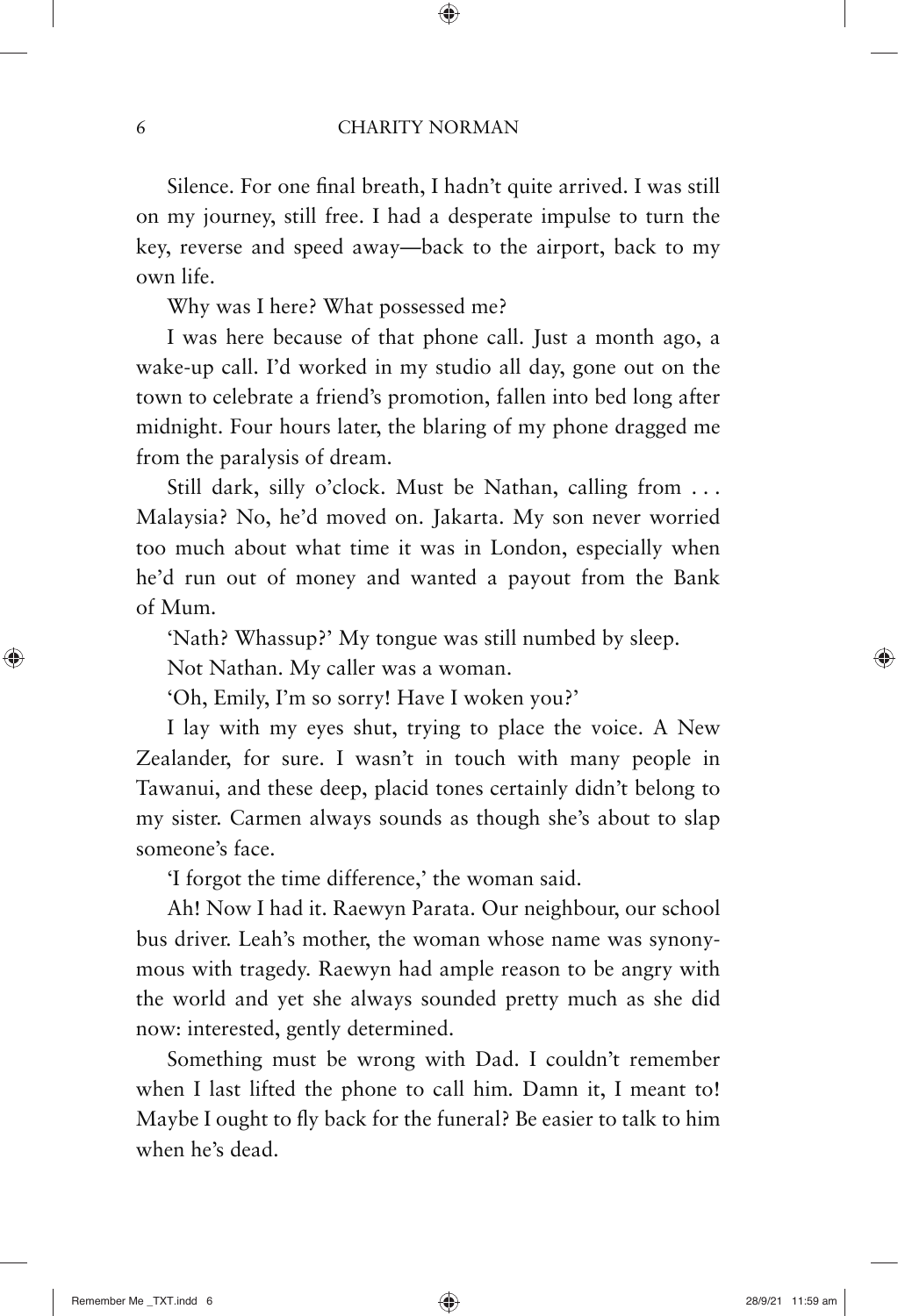Silence. For one final breath, I hadn't quite arrived. I was still on my journey, still free. I had a desperate impulse to turn the key, reverse and speed away—back to the airport, back to my own life.

Why was I here? What possessed me?

I was here because of that phone call. Just a month ago, a wake-up call. I'd worked in my studio all day, gone out on the town to celebrate a friend's promotion, fallen into bed long after midnight. Four hours later, the blaring of my phone dragged me from the paralysis of dream.

Still dark, silly o'clock. Must be Nathan, calling from . . . Malaysia? No, he'd moved on. Jakarta. My son never worried too much about what time it was in London, especially when he'd run out of money and wanted a payout from the Bank of Mum.

'Nath? Whassup?' My tongue was still numbed by sleep.

Not Nathan. My caller was a woman.

'Oh, Emily, I'm so sorry! Have I woken you?'

I lay with my eyes shut, trying to place the voice. A New Zealander, for sure. I wasn't in touch with many people in Tawanui, and these deep, placid tones certainly didn't belong to my sister. Carmen always sounds as though she's about to slap someone's face.

'I forgot the time difference,' the woman said.

Ah! Now I had it. Raewyn Parata. Our neighbour, our school bus driver. Leah's mother, the woman whose name was synonymous with tragedy. Raewyn had ample reason to be angry with the world and yet she always sounded pretty much as she did now: interested, gently determined.

Something must be wrong with Dad. I couldn't remember when I last lifted the phone to call him. Damn it, I meant to! Maybe I ought to fly back for the funeral? Be easier to talk to him when he's dead.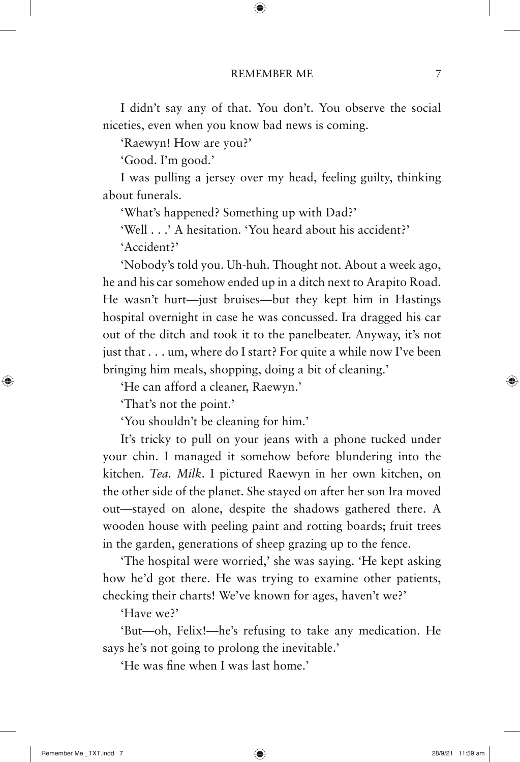I didn't say any of that. You don't. You observe the social niceties, even when you know bad news is coming.

'Raewyn! How are you?'

'Good. I'm good.'

I was pulling a jersey over my head, feeling guilty, thinking about funerals.

'What's happened? Something up with Dad?'

'Well . . .' A hesitation. 'You heard about his accident?'

'Accident?'

'Nobody's told you. Uh-huh. Thought not. About a week ago, he and his car somehow ended up in a ditch next to Arapito Road. He wasn't hurt—just bruises—but they kept him in Hastings hospital overnight in case he was concussed. Ira dragged his car out of the ditch and took it to the panelbeater. Anyway, it's not just that . . . um, where do I start? For quite a while now I've been bringing him meals, shopping, doing a bit of cleaning.'

'He can afford a cleaner, Raewyn.'

'That's not the point.'

'You shouldn't be cleaning for him.'

It's tricky to pull on your jeans with a phone tucked under your chin. I managed it somehow before blundering into the kitchen. *Tea. Milk.* I pictured Raewyn in her own kitchen, on the other side of the planet. She stayed on after her son Ira moved out—stayed on alone, despite the shadows gathered there. A wooden house with peeling paint and rotting boards; fruit trees in the garden, generations of sheep grazing up to the fence.

'The hospital were worried,' she was saying. 'He kept asking how he'd got there. He was trying to examine other patients, checking their charts! We've known for ages, haven't we?'

'Have we?'

'But—oh, Felix!—he's refusing to take any medication. He says he's not going to prolong the inevitable.'

'He was fine when I was last home.'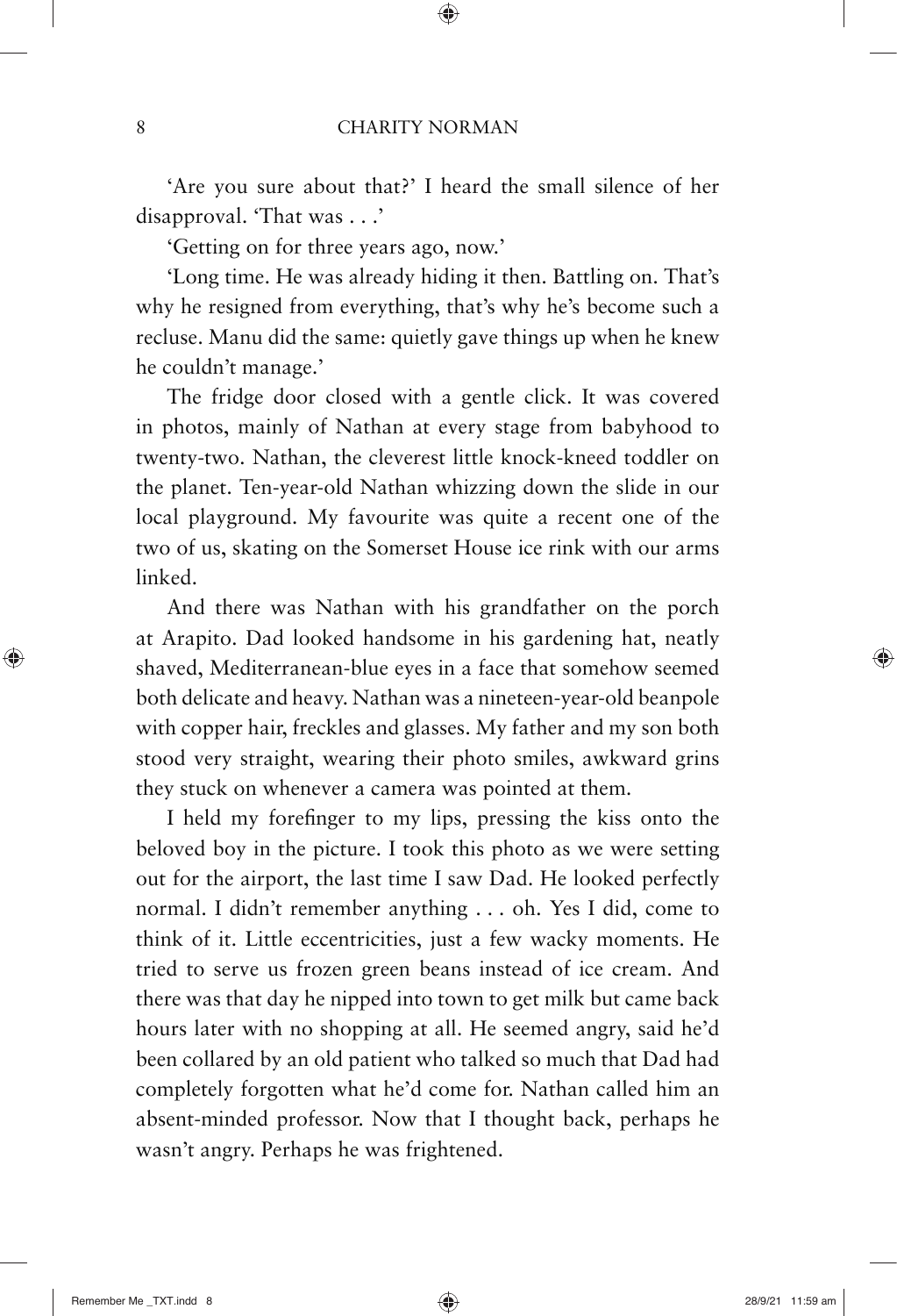'Are you sure about that?' I heard the small silence of her disapproval. 'That was . . .'

'Getting on for three years ago, now.'

'Long time. He was already hiding it then. Battling on. That's why he resigned from everything, that's why he's become such a recluse. Manu did the same: quietly gave things up when he knew he couldn't manage.'

The fridge door closed with a gentle click. It was covered in photos, mainly of Nathan at every stage from babyhood to twenty-two. Nathan, the cleverest little knock-kneed toddler on the planet. Ten-year-old Nathan whizzing down the slide in our local playground. My favourite was quite a recent one of the two of us, skating on the Somerset House ice rink with our arms linked.

And there was Nathan with his grandfather on the porch at Arapito. Dad looked handsome in his gardening hat, neatly shaved, Mediterranean-blue eyes in a face that somehow seemed both delicate and heavy. Nathan was a nineteen-year-old beanpole with copper hair, freckles and glasses. My father and my son both stood very straight, wearing their photo smiles, awkward grins they stuck on whenever a camera was pointed at them.

I held my forefinger to my lips, pressing the kiss onto the beloved boy in the picture. I took this photo as we were setting out for the airport, the last time I saw Dad. He looked perfectly normal. I didn't remember anything . . . oh. Yes I did, come to think of it. Little eccentricities, just a few wacky moments. He tried to serve us frozen green beans instead of ice cream. And there was that day he nipped into town to get milk but came back hours later with no shopping at all. He seemed angry, said he'd been collared by an old patient who talked so much that Dad had completely forgotten what he'd come for. Nathan called him an absent-minded professor. Now that I thought back, perhaps he wasn't angry. Perhaps he was frightened.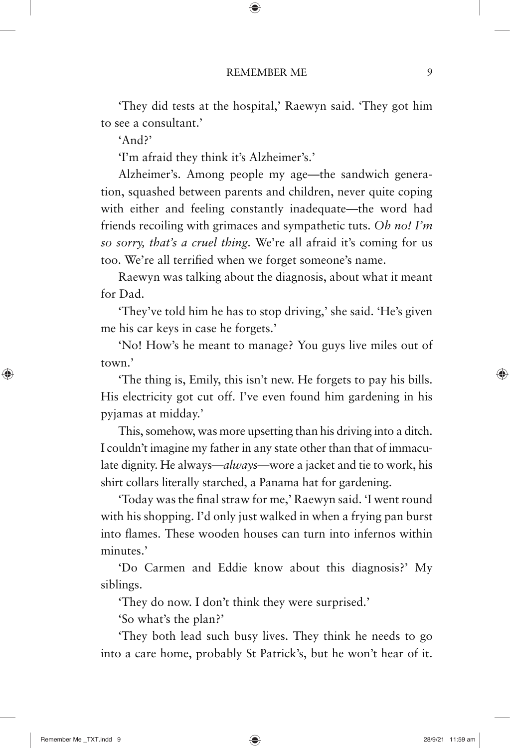'They did tests at the hospital,' Raewyn said. 'They got him to see a consultant.'

'And?'

'I'm afraid they think it's Alzheimer's.'

Alzheimer's. Among people my age—the sandwich generation, squashed between parents and children, never quite coping with either and feeling constantly inadequate—the word had friends recoiling with grimaces and sympathetic tuts. *Oh no! I'm so sorry, that's a cruel thing.* We're all afraid it's coming for us too. We're all terrified when we forget someone's name.

Raewyn was talking about the diagnosis, about what it meant for Dad.

'They've told him he has to stop driving,' she said. 'He's given me his car keys in case he forgets.'

'No! How's he meant to manage? You guys live miles out of town.'

'The thing is, Emily, this isn't new. He forgets to pay his bills. His electricity got cut off. I've even found him gardening in his pyjamas at midday.'

This, somehow, was more upsetting than his driving into a ditch. I couldn't imagine my father in any state other than that of immaculate dignity. He always—*always*—wore a jacket and tie to work, his shirt collars literally starched, a Panama hat for gardening.

'Today was the final straw for me,' Raewyn said. 'I went round with his shopping. I'd only just walked in when a frying pan burst into flames. These wooden houses can turn into infernos within minutes.'

'Do Carmen and Eddie know about this diagnosis?' My siblings.

'They do now. I don't think they were surprised.'

'So what's the plan?'

'They both lead such busy lives. They think he needs to go into a care home, probably St Patrick's, but he won't hear of it.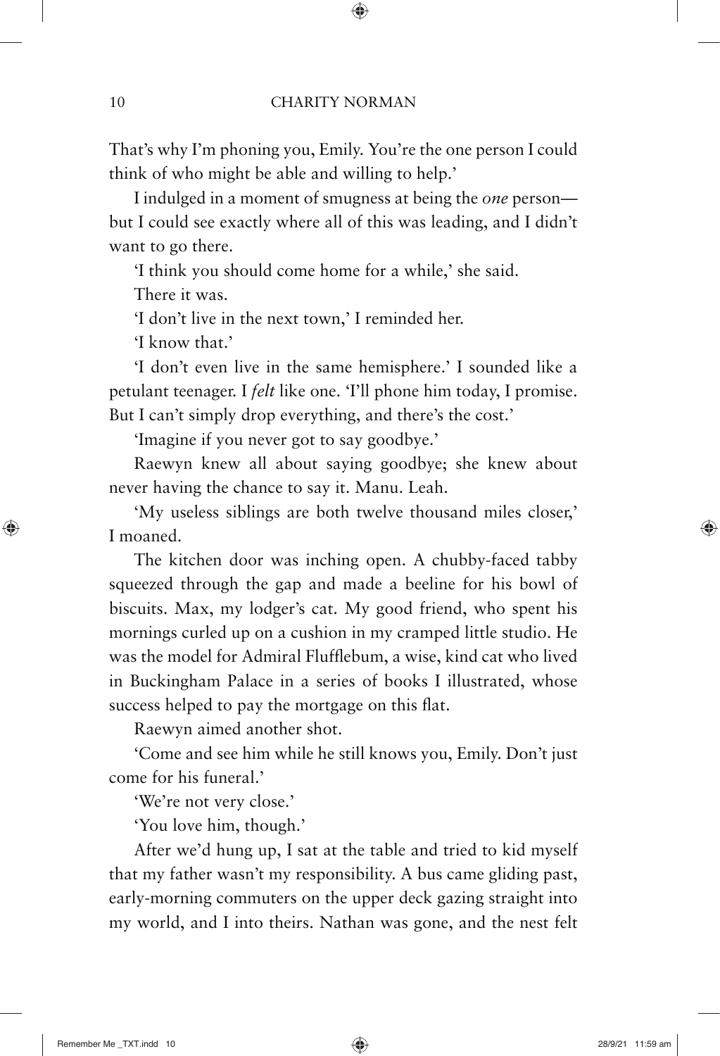That's why I'm phoning you, Emily. You're the one person I could think of who might be able and willing to help.'

I indulged in a moment of smugness at being the *one* person—but I could see exactly where all of this was leading, and I didn't want to go there.

'I think you should come home for a while,' she said.

There it was.

'I don't live in the next town,' I reminded her.

'I know that.'

'I don't even live in the same hemisphere.' I sounded like a petulant teenager. I *felt* like one. 'I'll phone him today, I promise. But I can't simply drop everything, and there's the cost.'

'Imagine if you never got to say goodbye.'

Raewyn knew all about saying goodbye; she knew about never having the chance to say it. Manu. Leah.

'My useless siblings are both twelve thousand miles closer,' I moaned.

The kitchen door was inching open. A chubby-faced tabby squeezed through the gap and made a beeline for his bowl of biscuits. Max, my lodger's cat. My good friend, who spent his mornings curled up on a cushion in my cramped little studio. He was the model for Admiral Flufflebum, a wise, kind cat who lived in Buckingham Palace in a series of books I illustrated, whose success helped to pay the mortgage on this flat.

Raewyn aimed another shot.

'Come and see him while he still knows you, Emily. Don't just come for his funeral.'

'We're not very close.'

'You love him, though.'

After we'd hung up, I sat at the table and tried to kid myself that my father wasn't my responsibility. A bus came gliding past, early-morning commuters on the upper deck gazing straight into my world, and I into theirs. Nathan was gone, and the nest felt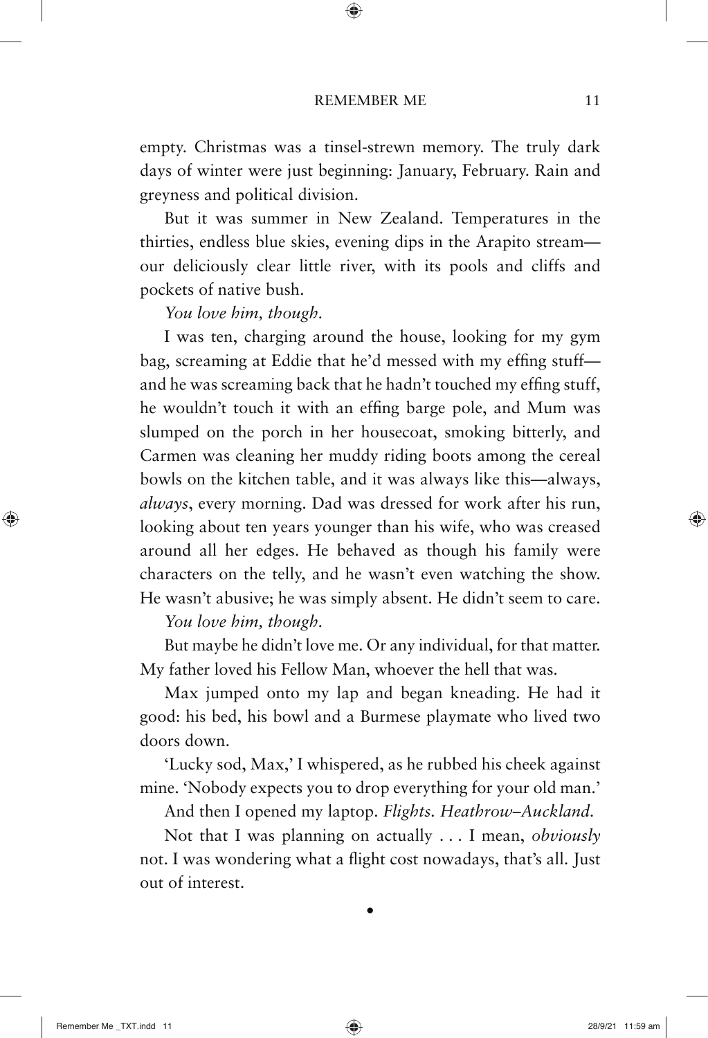empty. Christmas was a tinsel-strewn memory. The truly dark days of winter were just beginning: January, February. Rain and greyness and political division.

But it was summer in New Zealand. Temperatures in the thirties, endless blue skies, evening dips in the Arapito stream—our deliciously clear little river, with its pools and cliffs and pockets of native bush.

*You love him, though.*

I was ten, charging around the house, looking for my gym bag, screaming at Eddie that he'd messed with my effing stuff—and he was screaming back that he hadn't touched my effing stuff, he wouldn't touch it with an effing barge pole, and Mum was slumped on the porch in her housecoat, smoking bitterly, and Carmen was cleaning her muddy riding boots among the cereal bowls on the kitchen table, and it was always like this—always, *always*, every morning. Dad was dressed for work after his run, looking about ten years younger than his wife, who was creased around all her edges. He behaved as though his family were characters on the telly, and he wasn't even watching the show. He wasn't abusive; he was simply absent. He didn't seem to care.

*You love him, though.*

But maybe he didn't love me. Or any individual, for that matter. My father loved his Fellow Man, whoever the hell that was.

Max jumped onto my lap and began kneading. He had it good: his bed, his bowl and a Burmese playmate who lived two doors down.

'Lucky sod, Max,' I whispered, as he rubbed his cheek against mine. 'Nobody expects you to drop everything for your old man.'

And then I opened my laptop. *Flights. Heathrow–Auckland.*

Not that I was planning on actually . . . I mean, *obviously* not. I was wondering what a flight cost nowadays, that's all. Just out of interest.

•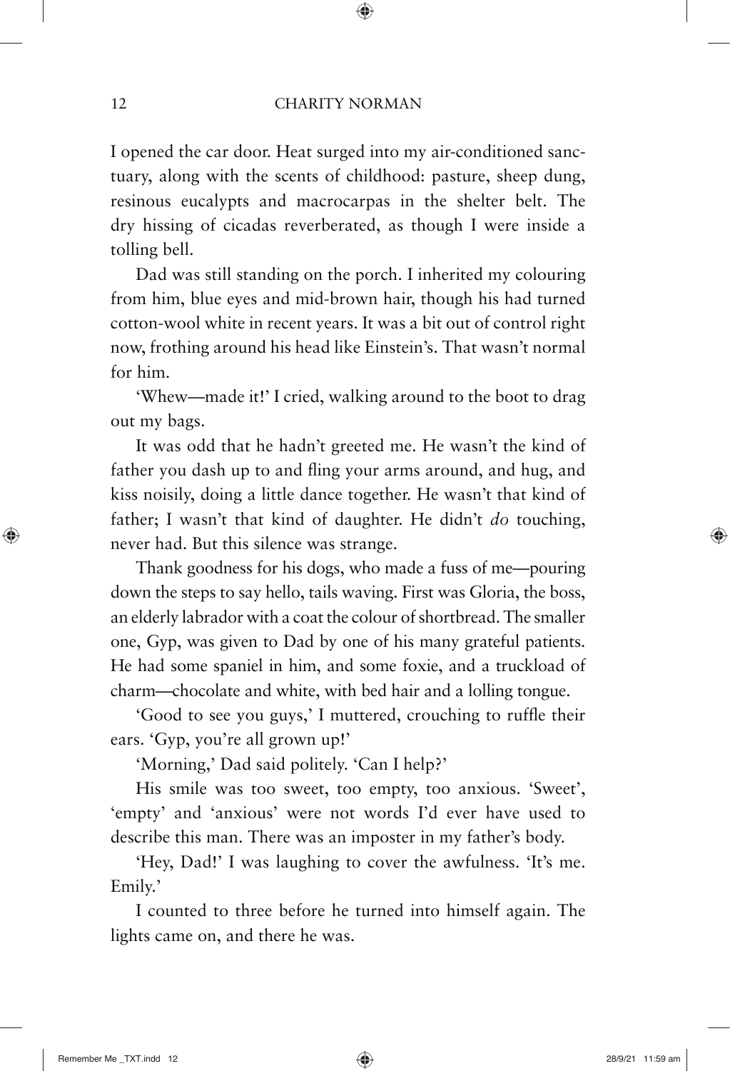I opened the car door. Heat surged into my air-conditioned sanctuary, along with the scents of childhood: pasture, sheep dung, resinous eucalypts and macrocarpas in the shelter belt. The dry hissing of cicadas reverberated, as though I were inside a tolling bell.

Dad was still standing on the porch. I inherited my colouring from him, blue eyes and mid-brown hair, though his had turned cotton-wool white in recent years. It was a bit out of control right now, frothing around his head like Einstein's. That wasn't normal for him.

'Whew—made it!' I cried, walking around to the boot to drag out my bags.

It was odd that he hadn't greeted me. He wasn't the kind of father you dash up to and fling your arms around, and hug, and kiss noisily, doing a little dance together. He wasn't that kind of father; I wasn't that kind of daughter. He didn't *do* touching, never had. But this silence was strange.

Thank goodness for his dogs, who made a fuss of me—pouring down the steps to say hello, tails waving. First was Gloria, the boss, an elderly labrador with a coat the colour of shortbread. The smaller one, Gyp, was given to Dad by one of his many grateful patients. He had some spaniel in him, and some foxie, and a truckload of charm—chocolate and white, with bed hair and a lolling tongue.

'Good to see you guys,' I muttered, crouching to ruffle their ears. 'Gyp, you're all grown up!'

'Morning,' Dad said politely. 'Can I help?'

His smile was too sweet, too empty, too anxious. 'Sweet', 'empty' and 'anxious' were not words I'd ever have used to describe this man. There was an imposter in my father's body.

'Hey, Dad!' I was laughing to cover the awfulness. 'It's me. Emily.'

I counted to three before he turned into himself again. The lights came on, and there he was.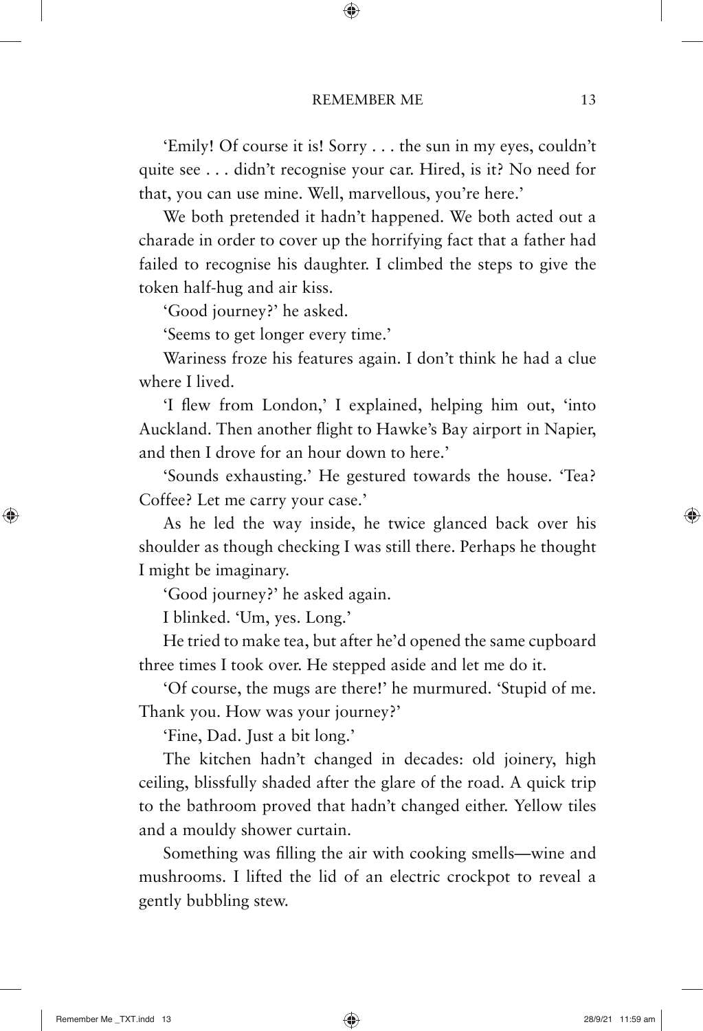'Emily! Of course it is! Sorry . . . the sun in my eyes, couldn't quite see . . . didn't recognise your car. Hired, is it? No need for that, you can use mine. Well, marvellous, you're here.'

We both pretended it hadn't happened. We both acted out a charade in order to cover up the horrifying fact that a father had failed to recognise his daughter. I climbed the steps to give the token half-hug and air kiss.

'Good journey?' he asked.

'Seems to get longer every time.'

Wariness froze his features again. I don't think he had a clue where I lived.

'I flew from London,' I explained, helping him out, 'into Auckland. Then another flight to Hawke's Bay airport in Napier, and then I drove for an hour down to here.'

'Sounds exhausting.' He gestured towards the house. 'Tea? Coffee? Let me carry your case.'

As he led the way inside, he twice glanced back over his shoulder as though checking I was still there. Perhaps he thought I might be imaginary.

'Good journey?' he asked again.

I blinked. 'Um, yes. Long.'

He tried to make tea, but after he'd opened the same cupboard three times I took over. He stepped aside and let me do it.

'Of course, the mugs are there!' he murmured. 'Stupid of me. Thank you. How was your journey?'

'Fine, Dad. Just a bit long.'

The kitchen hadn't changed in decades: old joinery, high ceiling, blissfully shaded after the glare of the road. A quick trip to the bathroom proved that hadn't changed either. Yellow tiles and a mouldy shower curtain.

Something was filling the air with cooking smells—wine and mushrooms. I lifted the lid of an electric crockpot to reveal a gently bubbling stew.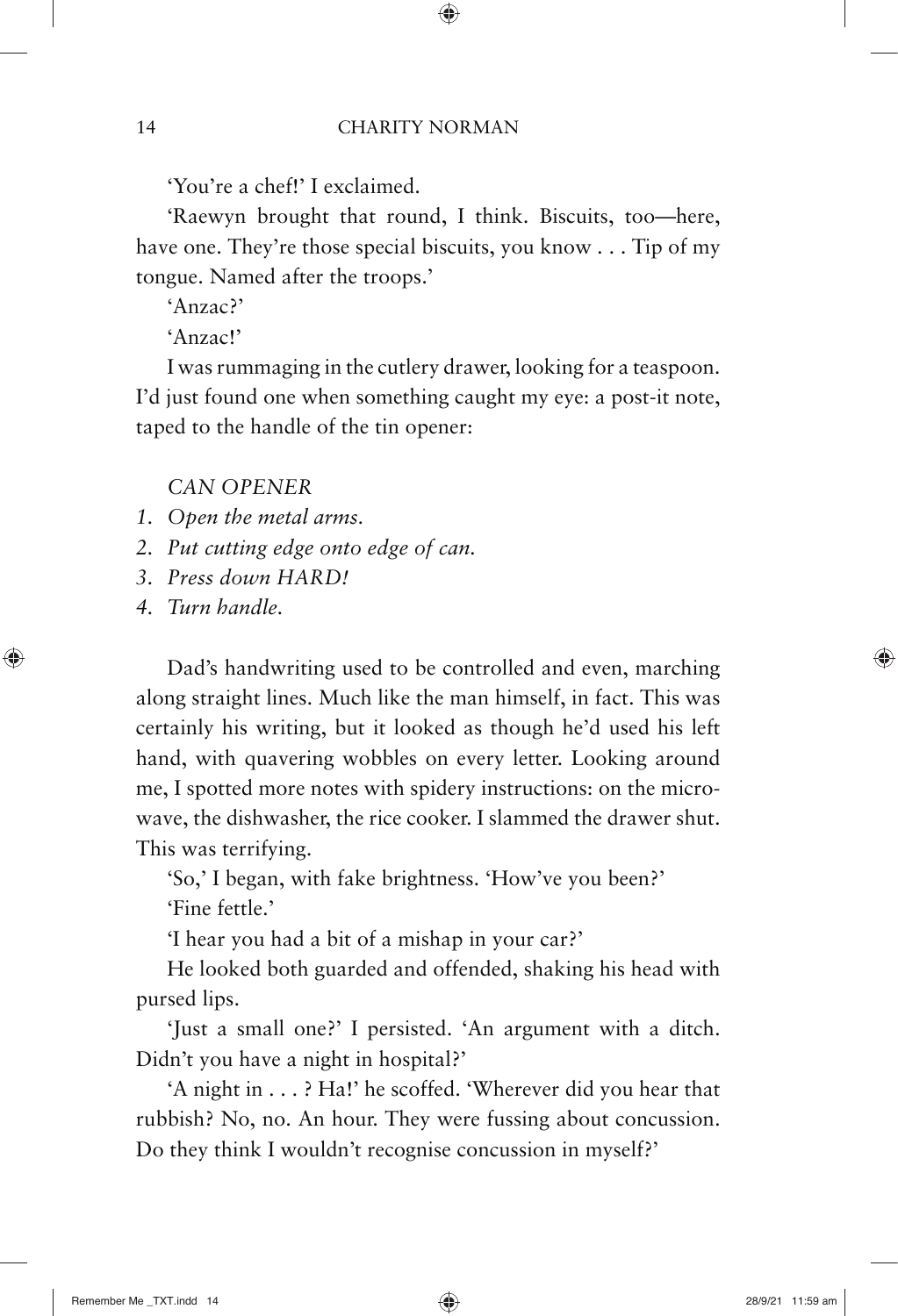'You're a chef!' I exclaimed.

'Raewyn brought that round, I think. Biscuits, too—here, have one. They're those special biscuits, you know . . . Tip of my tongue. Named after the troops.'

'Anzac?'

'Anzac!'

I was rummaging in the cutlery drawer, looking for a teaspoon. I'd just found one when something caught my eye: a post-it note, taped to the handle of the tin opener:

*CAN OPENER*

1. *Open the metal arms.*
2. *Put cutting edge onto edge of can.*
3. *Press down HARD!*
4. *Turn handle.*

Dad's handwriting used to be controlled and even, marching along straight lines. Much like the man himself, in fact. This was certainly his writing, but it looked as though he'd used his left hand, with quavering wobbles on every letter. Looking around me, I spotted more notes with spidery instructions: on the microwave, the dishwasher, the rice cooker. I slammed the drawer shut. This was terrifying.

'So,' I began, with fake brightness. 'How've you been?'

'Fine fettle.'

'I hear you had a bit of a mishap in your car?'

He looked both guarded and offended, shaking his head with pursed lips.

'Just a small one?' I persisted. 'An argument with a ditch. Didn't you have a night in hospital?'

'A night in . . . ? Ha!' he scoffed. 'Wherever did you hear that rubbish? No, no. An hour. They were fussing about concussion. Do they think I wouldn't recognise concussion in myself?'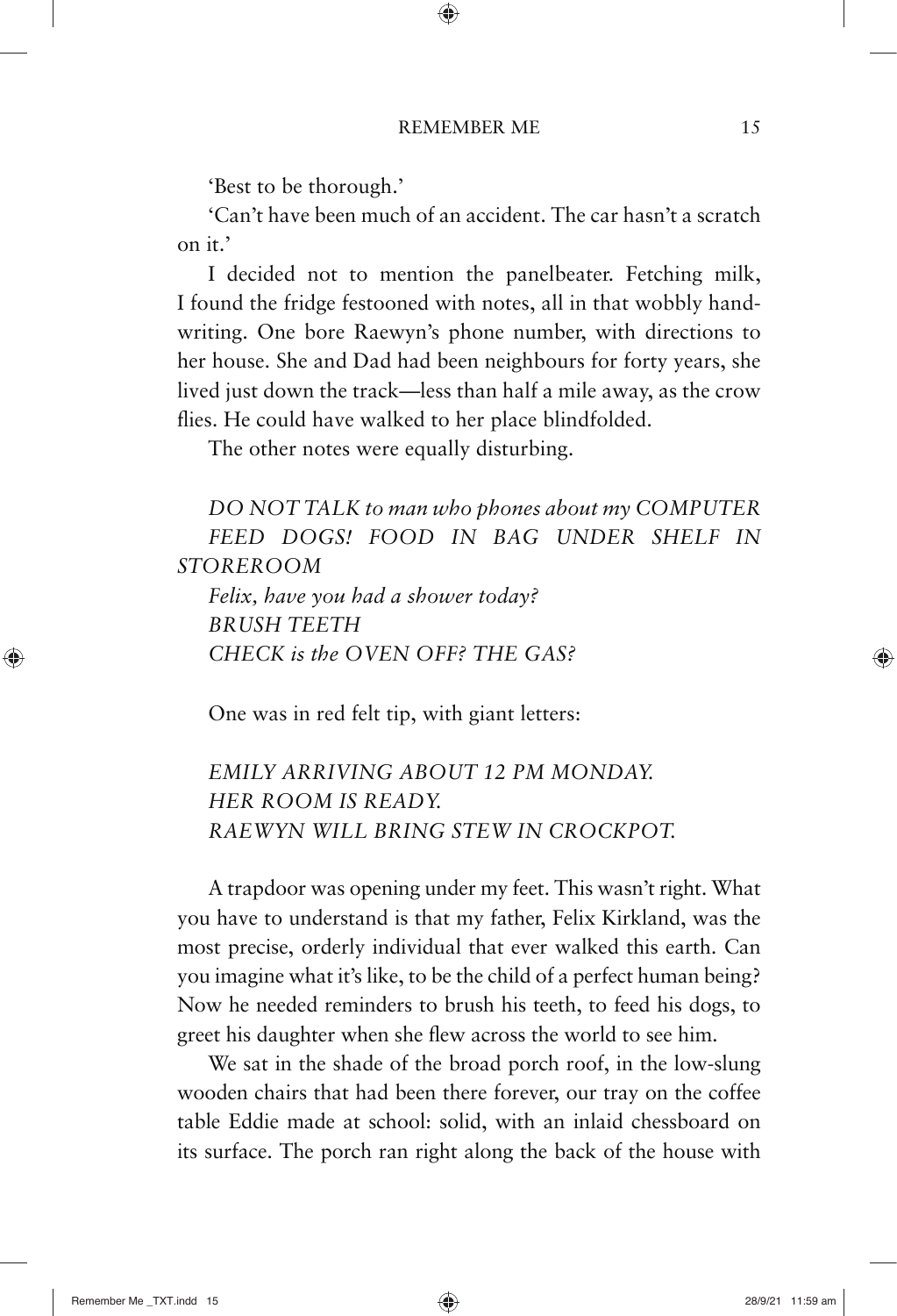'Best to be thorough.'

'Can't have been much of an accident. The car hasn't a scratch on it.'

I decided not to mention the panelbeater. Fetching milk, I found the fridge festooned with notes, all in that wobbly handwriting. One bore Raewyn's phone number, with directions to her house. She and Dad had been neighbours for forty years, she lived just down the track—less than half a mile away, as the crow flies. He could have walked to her place blindfolded.

The other notes were equally disturbing.

*DO NOT TALK to man who phones about my COMPUTER*
*FEED DOGS! FOOD IN BAG UNDER SHELF IN STOREROOM*
*Felix, have you had a shower today?*
*BRUSH TEETH*
*CHECK is the OVEN OFF? THE GAS?*

One was in red felt tip, with giant letters:

*EMILY ARRIVING ABOUT 12 PM MONDAY.*
*HER ROOM IS READY.*
*RAEWYN WILL BRING STEW IN CROCKPOT.*

A trapdoor was opening under my feet. This wasn't right. What you have to understand is that my father, Felix Kirkland, was the most precise, orderly individual that ever walked this earth. Can you imagine what it's like, to be the child of a perfect human being? Now he needed reminders to brush his teeth, to feed his dogs, to greet his daughter when she flew across the world to see him.

We sat in the shade of the broad porch roof, in the low-slung wooden chairs that had been there forever, our tray on the coffee table Eddie made at school: solid, with an inlaid chessboard on its surface. The porch ran right along the back of the house with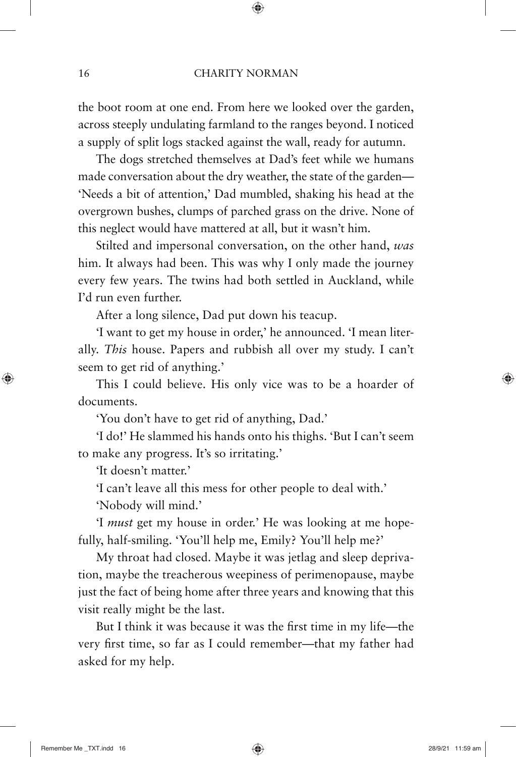the boot room at one end. From here we looked over the garden, across steeply undulating farmland to the ranges beyond. I noticed a supply of split logs stacked against the wall, ready for autumn.

The dogs stretched themselves at Dad's feet while we humans made conversation about the dry weather, the state of the garden—'Needs a bit of attention,' Dad mumbled, shaking his head at the overgrown bushes, clumps of parched grass on the drive. None of this neglect would have mattered at all, but it wasn't him.

Stilted and impersonal conversation, on the other hand, *was* him. It always had been. This was why I only made the journey every few years. The twins had both settled in Auckland, while I'd run even further.

After a long silence, Dad put down his teacup.

'I want to get my house in order,' he announced. 'I mean literally. *This* house. Papers and rubbish all over my study. I can't seem to get rid of anything.'

This I could believe. His only vice was to be a hoarder of documents.

'You don't have to get rid of anything, Dad.'

'I do!' He slammed his hands onto his thighs. 'But I can't seem to make any progress. It's so irritating.'

'It doesn't matter.'

'I can't leave all this mess for other people to deal with.'

'Nobody will mind.'

'I *must* get my house in order.' He was looking at me hopefully, half-smiling. 'You'll help me, Emily? You'll help me?'

My throat had closed. Maybe it was jetlag and sleep deprivation, maybe the treacherous weepiness of perimenopause, maybe just the fact of being home after three years and knowing that this visit really might be the last.

But I think it was because it was the first time in my life—the very first time, so far as I could remember—that my father had asked for my help.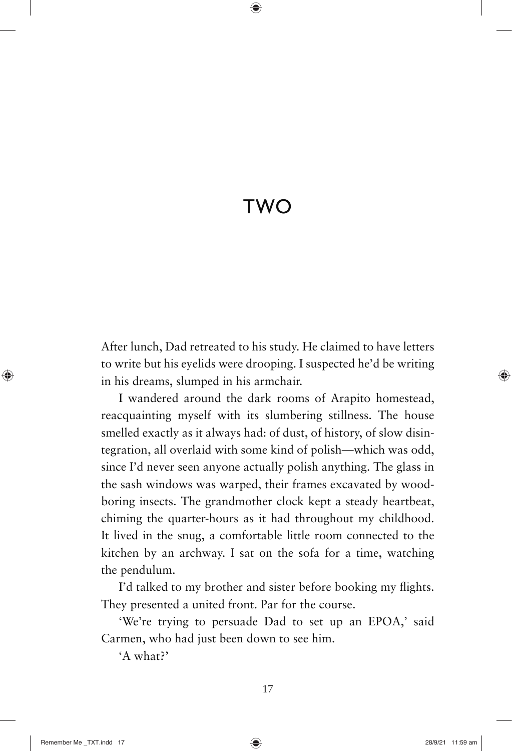# TWO

After lunch, Dad retreated to his study. He claimed to have letters to write but his eyelids were drooping. I suspected he'd be writing in his dreams, slumped in his armchair.

I wandered around the dark rooms of Arapito homestead, reacquainting myself with its slumbering stillness. The house smelled exactly as it always had: of dust, of history, of slow disintegration, all overlaid with some kind of polish—which was odd, since I'd never seen anyone actually polish anything. The glass in the sash windows was warped, their frames excavated by wood-boring insects. The grandmother clock kept a steady heartbeat, chiming the quarter-hours as it had throughout my childhood. It lived in the snug, a comfortable little room connected to the kitchen by an archway. I sat on the sofa for a time, watching the pendulum.

I'd talked to my brother and sister before booking my flights. They presented a united front. Par for the course.

'We're trying to persuade Dad to set up an EPOA,' said Carmen, who had just been down to see him.

'A what?'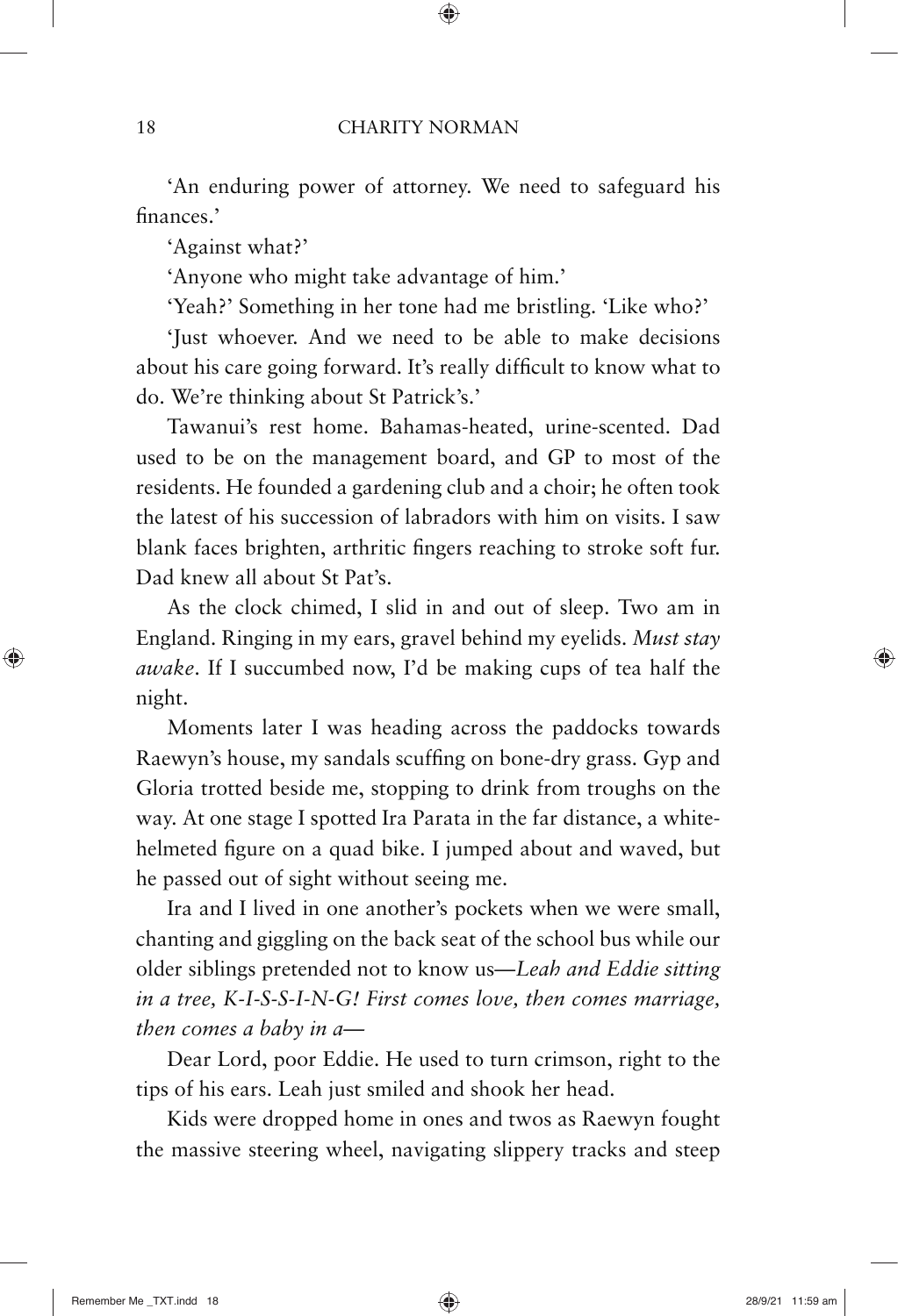'An enduring power of attorney. We need to safeguard his finances.'

'Against what?'

'Anyone who might take advantage of him.'

'Yeah?' Something in her tone had me bristling. 'Like who?'

'Just whoever. And we need to be able to make decisions about his care going forward. It's really difficult to know what to do. We're thinking about St Patrick's.'

Tawanui's rest home. Bahamas-heated, urine-scented. Dad used to be on the management board, and GP to most of the residents. He founded a gardening club and a choir; he often took the latest of his succession of labradors with him on visits. I saw blank faces brighten, arthritic fingers reaching to stroke soft fur. Dad knew all about St Pat's.

As the clock chimed, I slid in and out of sleep. Two am in England. Ringing in my ears, gravel behind my eyelids. *Must stay awake*. If I succumbed now, I'd be making cups of tea half the night.

Moments later I was heading across the paddocks towards Raewyn's house, my sandals scuffing on bone-dry grass. Gyp and Gloria trotted beside me, stopping to drink from troughs on the way. At one stage I spotted Ira Parata in the far distance, a white-helmeted figure on a quad bike. I jumped about and waved, but he passed out of sight without seeing me.

Ira and I lived in one another's pockets when we were small, chanting and giggling on the back seat of the school bus while our older siblings pretended not to know us—*Leah and Eddie sitting in a tree, K-I-S-S-I-N-G! First comes love, then comes marriage, then comes a baby in a*—

Dear Lord, poor Eddie. He used to turn crimson, right to the tips of his ears. Leah just smiled and shook her head.

Kids were dropped home in ones and twos as Raewyn fought the massive steering wheel, navigating slippery tracks and steep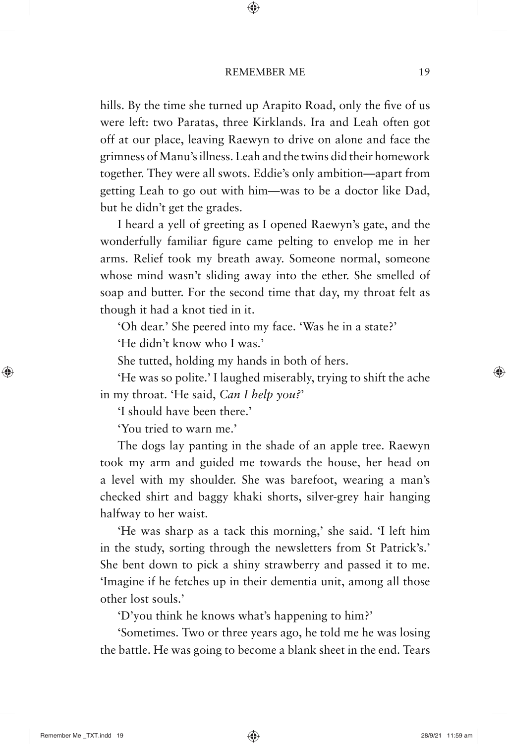hills. By the time she turned up Arapito Road, only the five of us were left: two Paratas, three Kirklands. Ira and Leah often got off at our place, leaving Raewyn to drive on alone and face the grimness of Manu's illness. Leah and the twins did their homework together. They were all swots. Eddie's only ambition—apart from getting Leah to go out with him—was to be a doctor like Dad, but he didn't get the grades.

I heard a yell of greeting as I opened Raewyn's gate, and the wonderfully familiar figure came pelting to envelop me in her arms. Relief took my breath away. Someone normal, someone whose mind wasn't sliding away into the ether. She smelled of soap and butter. For the second time that day, my throat felt as though it had a knot tied in it.

'Oh dear.' She peered into my face. 'Was he in a state?'

'He didn't know who I was.'

She tutted, holding my hands in both of hers.

'He was so polite.' I laughed miserably, trying to shift the ache in my throat. 'He said, *Can I help you?*'

'I should have been there.'

'You tried to warn me.'

The dogs lay panting in the shade of an apple tree. Raewyn took my arm and guided me towards the house, her head on a level with my shoulder. She was barefoot, wearing a man's checked shirt and baggy khaki shorts, silver-grey hair hanging halfway to her waist.

'He was sharp as a tack this morning,' she said. 'I left him in the study, sorting through the newsletters from St Patrick's.' She bent down to pick a shiny strawberry and passed it to me. 'Imagine if he fetches up in their dementia unit, among all those other lost souls.'

'D'you think he knows what's happening to him?'

'Sometimes. Two or three years ago, he told me he was losing the battle. He was going to become a blank sheet in the end. Tears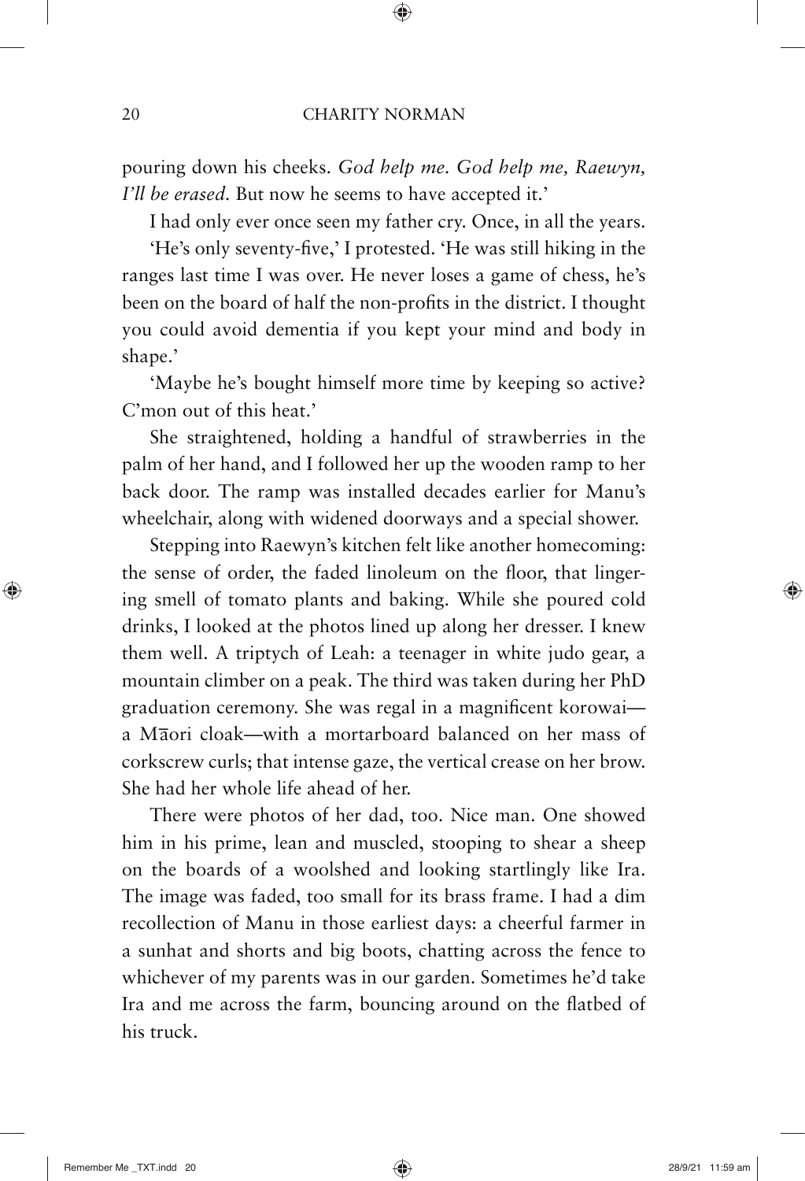pouring down his cheeks. *God help me. God help me, Raewyn, I'll be erased.* But now he seems to have accepted it.'

I had only ever once seen my father cry. Once, in all the years.

'He's only seventy-five,' I protested. 'He was still hiking in the ranges last time I was over. He never loses a game of chess, he's been on the board of half the non-profits in the district. I thought you could avoid dementia if you kept your mind and body in shape.'

'Maybe he's bought himself more time by keeping so active? C'mon out of this heat.'

She straightened, holding a handful of strawberries in the palm of her hand, and I followed her up the wooden ramp to her back door. The ramp was installed decades earlier for Manu's wheelchair, along with widened doorways and a special shower.

Stepping into Raewyn's kitchen felt like another homecoming: the sense of order, the faded linoleum on the floor, that lingering smell of tomato plants and baking. While she poured cold drinks, I looked at the photos lined up along her dresser. I knew them well. A triptych of Leah: a teenager in white judo gear, a mountain climber on a peak. The third was taken during her PhD graduation ceremony. She was regal in a magnificent korowai—a Māori cloak—with a mortarboard balanced on her mass of corkscrew curls; that intense gaze, the vertical crease on her brow. She had her whole life ahead of her.

There were photos of her dad, too. Nice man. One showed him in his prime, lean and muscled, stooping to shear a sheep on the boards of a woolshed and looking startlingly like Ira. The image was faded, too small for its brass frame. I had a dim recollection of Manu in those earliest days: a cheerful farmer in a sunhat and shorts and big boots, chatting across the fence to whichever of my parents was in our garden. Sometimes he'd take Ira and me across the farm, bouncing around on the flatbed of his truck.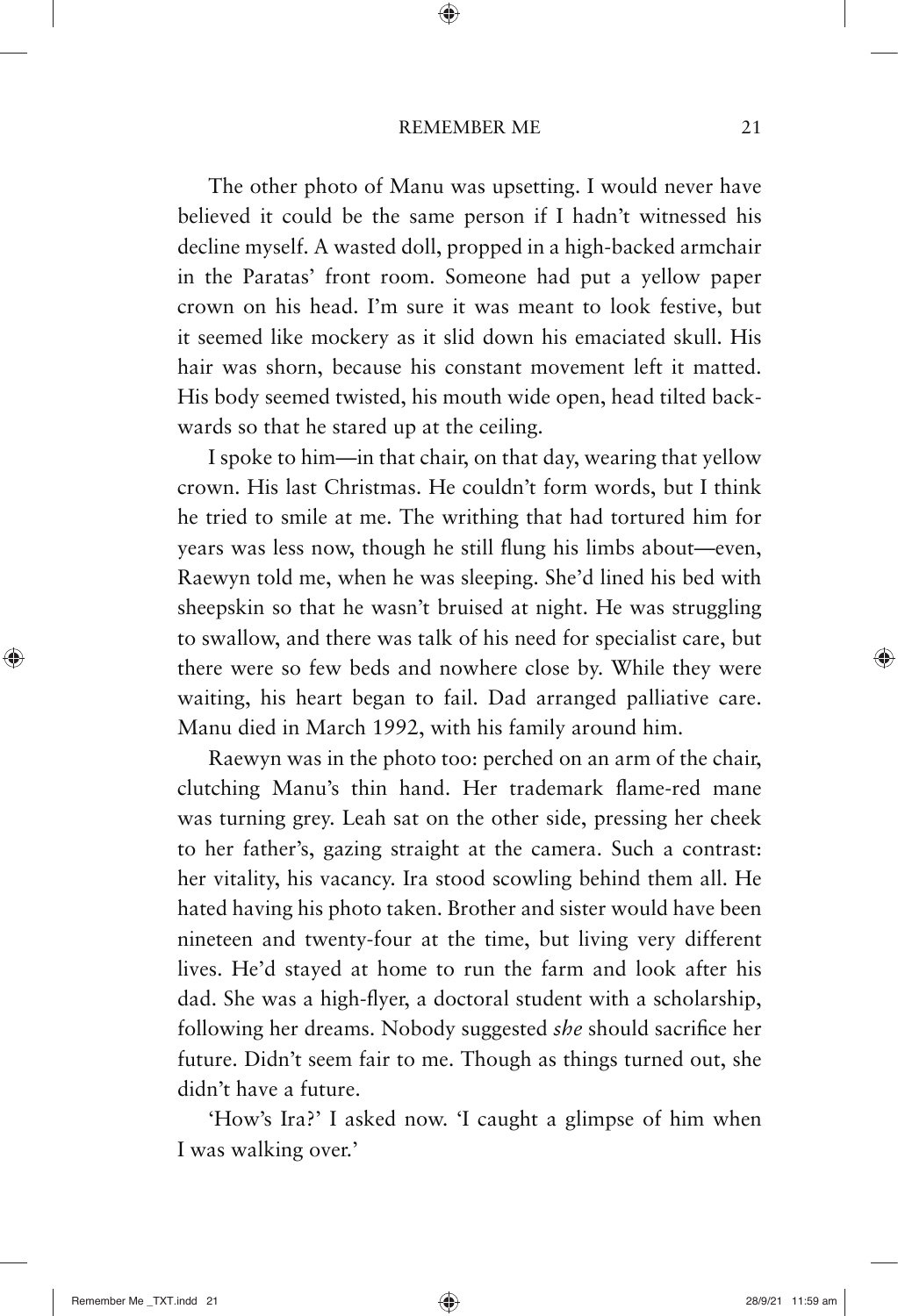The other photo of Manu was upsetting. I would never have believed it could be the same person if I hadn't witnessed his decline myself. A wasted doll, propped in a high-backed armchair in the Paratas' front room. Someone had put a yellow paper crown on his head. I'm sure it was meant to look festive, but it seemed like mockery as it slid down his emaciated skull. His hair was shorn, because his constant movement left it matted. His body seemed twisted, his mouth wide open, head tilted backwards so that he stared up at the ceiling.

I spoke to him—in that chair, on that day, wearing that yellow crown. His last Christmas. He couldn't form words, but I think he tried to smile at me. The writhing that had tortured him for years was less now, though he still flung his limbs about—even, Raewyn told me, when he was sleeping. She'd lined his bed with sheepskin so that he wasn't bruised at night. He was struggling to swallow, and there was talk of his need for specialist care, but there were so few beds and nowhere close by. While they were waiting, his heart began to fail. Dad arranged palliative care. Manu died in March 1992, with his family around him.

Raewyn was in the photo too: perched on an arm of the chair, clutching Manu's thin hand. Her trademark flame-red mane was turning grey. Leah sat on the other side, pressing her cheek to her father's, gazing straight at the camera. Such a contrast: her vitality, his vacancy. Ira stood scowling behind them all. He hated having his photo taken. Brother and sister would have been nineteen and twenty-four at the time, but living very different lives. He'd stayed at home to run the farm and look after his dad. She was a high-flyer, a doctoral student with a scholarship, following her dreams. Nobody suggested *she* should sacrifice her future. Didn't seem fair to me. Though as things turned out, she didn't have a future.

'How's Ira?' I asked now. 'I caught a glimpse of him when I was walking over.'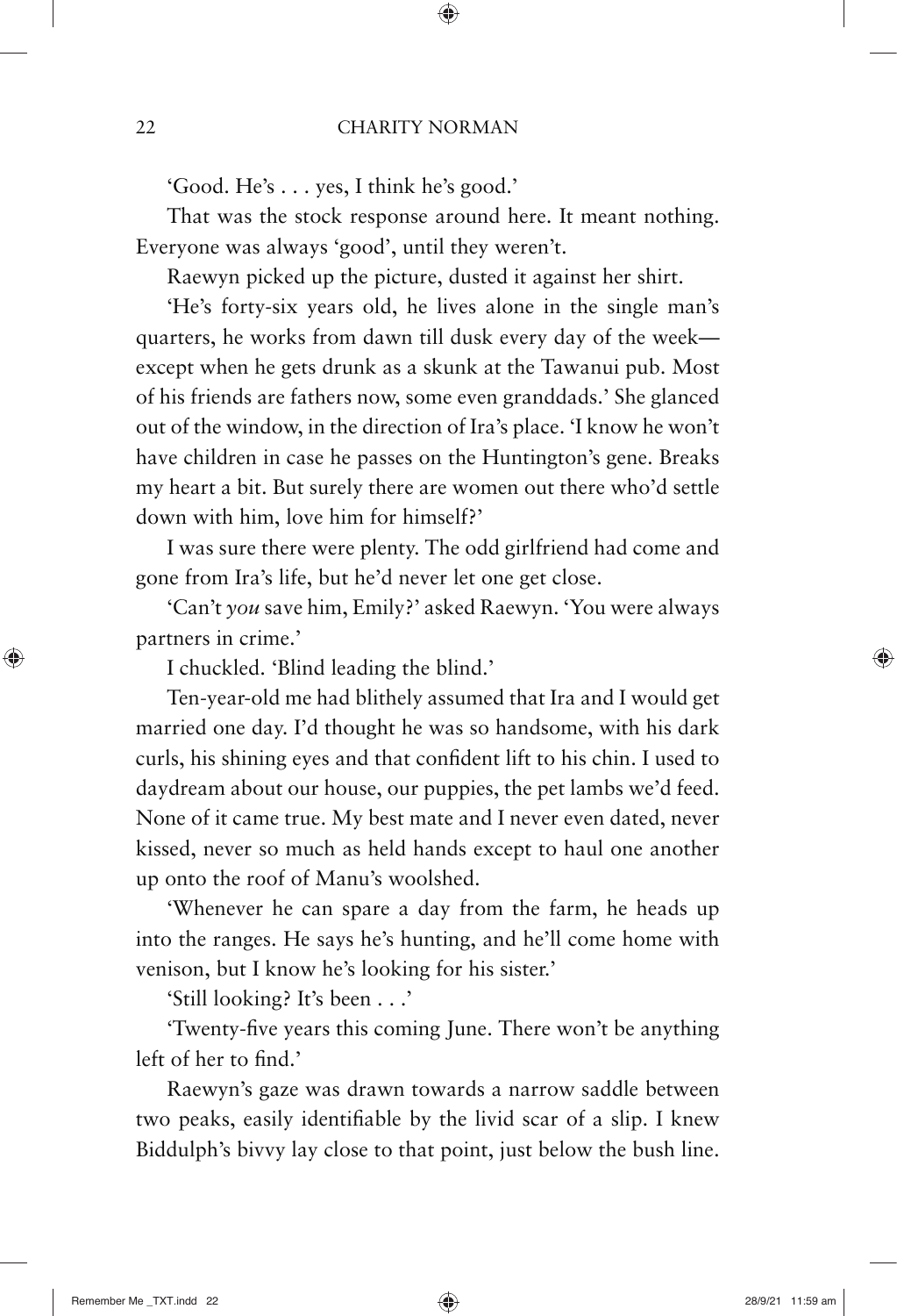'Good. He's . . . yes, I think he's good.'

That was the stock response around here. It meant nothing. Everyone was always 'good', until they weren't.

Raewyn picked up the picture, dusted it against her shirt.

'He's forty-six years old, he lives alone in the single man's quarters, he works from dawn till dusk every day of the week—except when he gets drunk as a skunk at the Tawanui pub. Most of his friends are fathers now, some even granddads.' She glanced out of the window, in the direction of Ira's place. 'I know he won't have children in case he passes on the Huntington's gene. Breaks my heart a bit. But surely there are women out there who'd settle down with him, love him for himself?'

I was sure there were plenty. The odd girlfriend had come and gone from Ira's life, but he'd never let one get close.

'Can't *you* save him, Emily?' asked Raewyn. 'You were always partners in crime.'

I chuckled. 'Blind leading the blind.'

Ten-year-old me had blithely assumed that Ira and I would get married one day. I'd thought he was so handsome, with his dark curls, his shining eyes and that confident lift to his chin. I used to daydream about our house, our puppies, the pet lambs we'd feed. None of it came true. My best mate and I never even dated, never kissed, never so much as held hands except to haul one another up onto the roof of Manu's woolshed.

'Whenever he can spare a day from the farm, he heads up into the ranges. He says he's hunting, and he'll come home with venison, but I know he's looking for his sister.'

'Still looking? It's been . . .'

'Twenty-five years this coming June. There won't be anything left of her to find.'

Raewyn's gaze was drawn towards a narrow saddle between two peaks, easily identifiable by the livid scar of a slip. I knew Biddulph's bivvy lay close to that point, just below the bush line.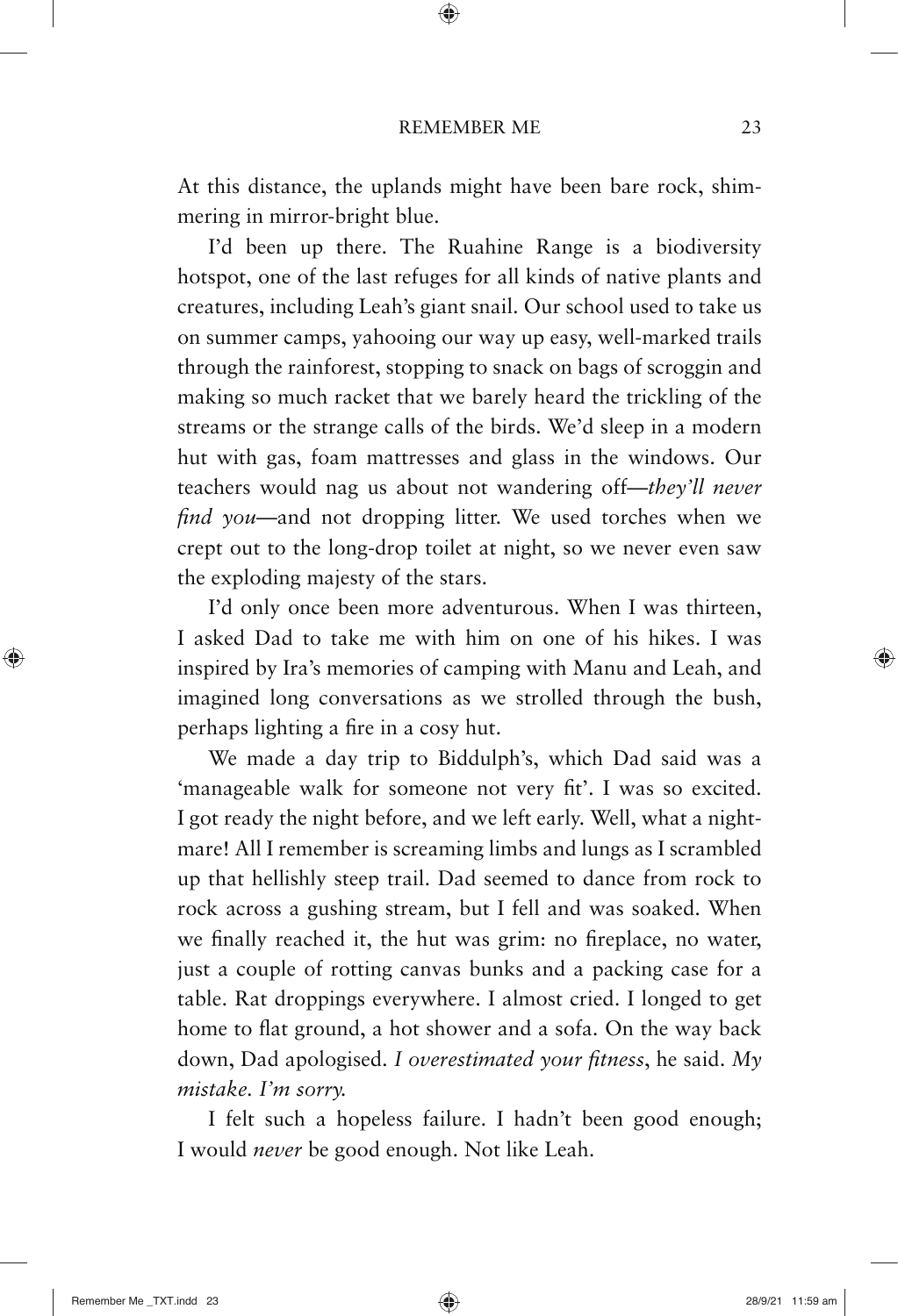At this distance, the uplands might have been bare rock, shimmering in mirror-bright blue.

I'd been up there. The Ruahine Range is a biodiversity hotspot, one of the last refuges for all kinds of native plants and creatures, including Leah's giant snail. Our school used to take us on summer camps, yahooing our way up easy, well-marked trails through the rainforest, stopping to snack on bags of scroggin and making so much racket that we barely heard the trickling of the streams or the strange calls of the birds. We'd sleep in a modern hut with gas, foam mattresses and glass in the windows. Our teachers would nag us about not wandering off—*they'll never find you*—and not dropping litter. We used torches when we crept out to the long-drop toilet at night, so we never even saw the exploding majesty of the stars.

I'd only once been more adventurous. When I was thirteen, I asked Dad to take me with him on one of his hikes. I was inspired by Ira's memories of camping with Manu and Leah, and imagined long conversations as we strolled through the bush, perhaps lighting a fire in a cosy hut.

We made a day trip to Biddulph's, which Dad said was a 'manageable walk for someone not very fit'. I was so excited. I got ready the night before, and we left early. Well, what a nightmare! All I remember is screaming limbs and lungs as I scrambled up that hellishly steep trail. Dad seemed to dance from rock to rock across a gushing stream, but I fell and was soaked. When we finally reached it, the hut was grim: no fireplace, no water, just a couple of rotting canvas bunks and a packing case for a table. Rat droppings everywhere. I almost cried. I longed to get home to flat ground, a hot shower and a sofa. On the way back down, Dad apologised. *I overestimated your fitness*, he said. *My mistake. I'm sorry.*

I felt such a hopeless failure. I hadn't been good enough; I would *never* be good enough. Not like Leah.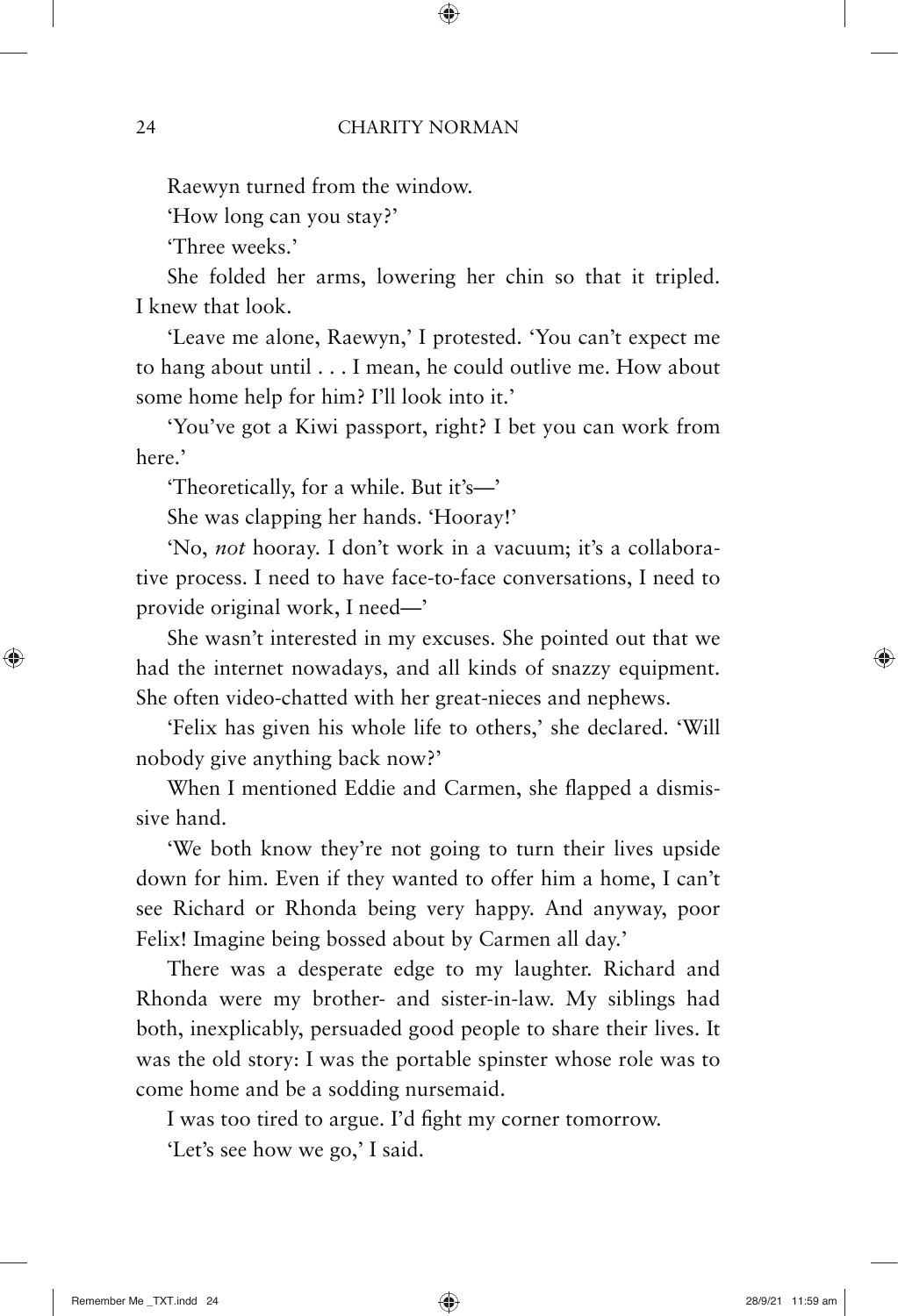Raewyn turned from the window.

'How long can you stay?'

'Three weeks.'

She folded her arms, lowering her chin so that it tripled. I knew that look.

'Leave me alone, Raewyn,' I protested. 'You can't expect me to hang about until . . . I mean, he could outlive me. How about some home help for him? I'll look into it.'

'You've got a Kiwi passport, right? I bet you can work from here.'

'Theoretically, for a while. But it's—'

She was clapping her hands. 'Hooray!'

'No, *not* hooray. I don't work in a vacuum; it's a collaborative process. I need to have face-to-face conversations, I need to provide original work, I need—'

She wasn't interested in my excuses. She pointed out that we had the internet nowadays, and all kinds of snazzy equipment. She often video-chatted with her great-nieces and nephews.

'Felix has given his whole life to others,' she declared. 'Will nobody give anything back now?'

When I mentioned Eddie and Carmen, she flapped a dismissive hand.

'We both know they're not going to turn their lives upside down for him. Even if they wanted to offer him a home, I can't see Richard or Rhonda being very happy. And anyway, poor Felix! Imagine being bossed about by Carmen all day.'

There was a desperate edge to my laughter. Richard and Rhonda were my brother- and sister-in-law. My siblings had both, inexplicably, persuaded good people to share their lives. It was the old story: I was the portable spinster whose role was to come home and be a sodding nursemaid.

I was too tired to argue. I'd fight my corner tomorrow.

'Let's see how we go,' I said.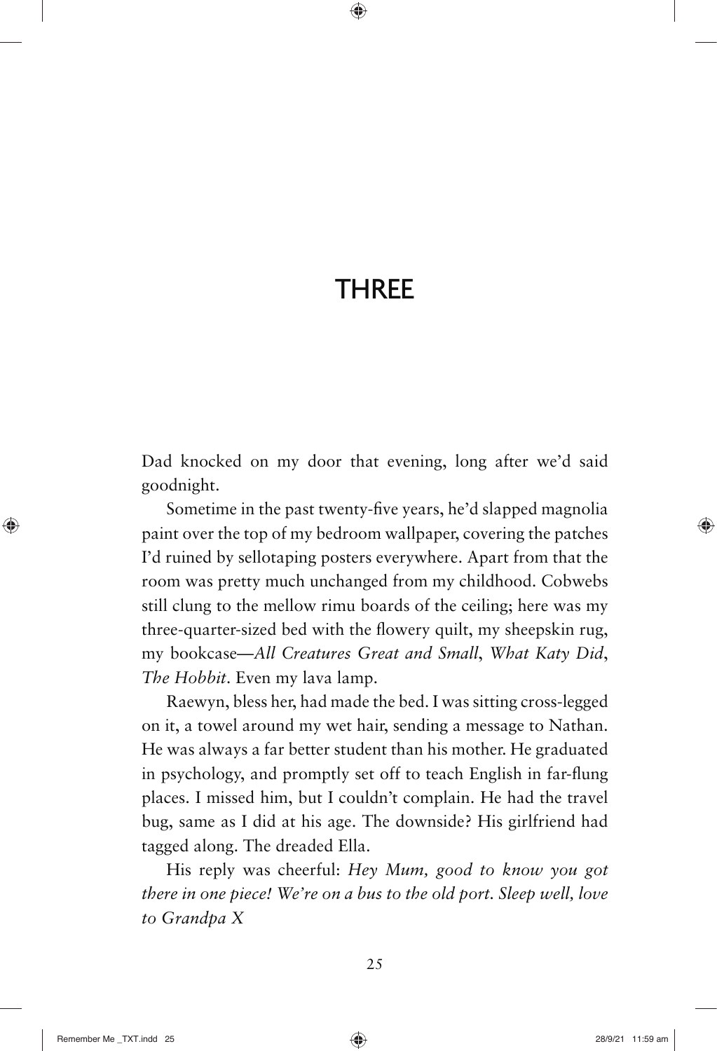# THREE

Dad knocked on my door that evening, long after we'd said goodnight.

Sometime in the past twenty-five years, he'd slapped magnolia paint over the top of my bedroom wallpaper, covering the patches I'd ruined by sellotaping posters everywhere. Apart from that the room was pretty much unchanged from my childhood. Cobwebs still clung to the mellow rimu boards of the ceiling; here was my three-quarter-sized bed with the flowery quilt, my sheepskin rug, my bookcase—*All Creatures Great and Small*, *What Katy Did*, *The Hobbit*. Even my lava lamp.

Raewyn, bless her, had made the bed. I was sitting cross-legged on it, a towel around my wet hair, sending a message to Nathan. He was always a far better student than his mother. He graduated in psychology, and promptly set off to teach English in far-flung places. I missed him, but I couldn't complain. He had the travel bug, same as I did at his age. The downside? His girlfriend had tagged along. The dreaded Ella.

His reply was cheerful: *Hey Mum, good to know you got there in one piece! We're on a bus to the old port. Sleep well, love to Grandpa X*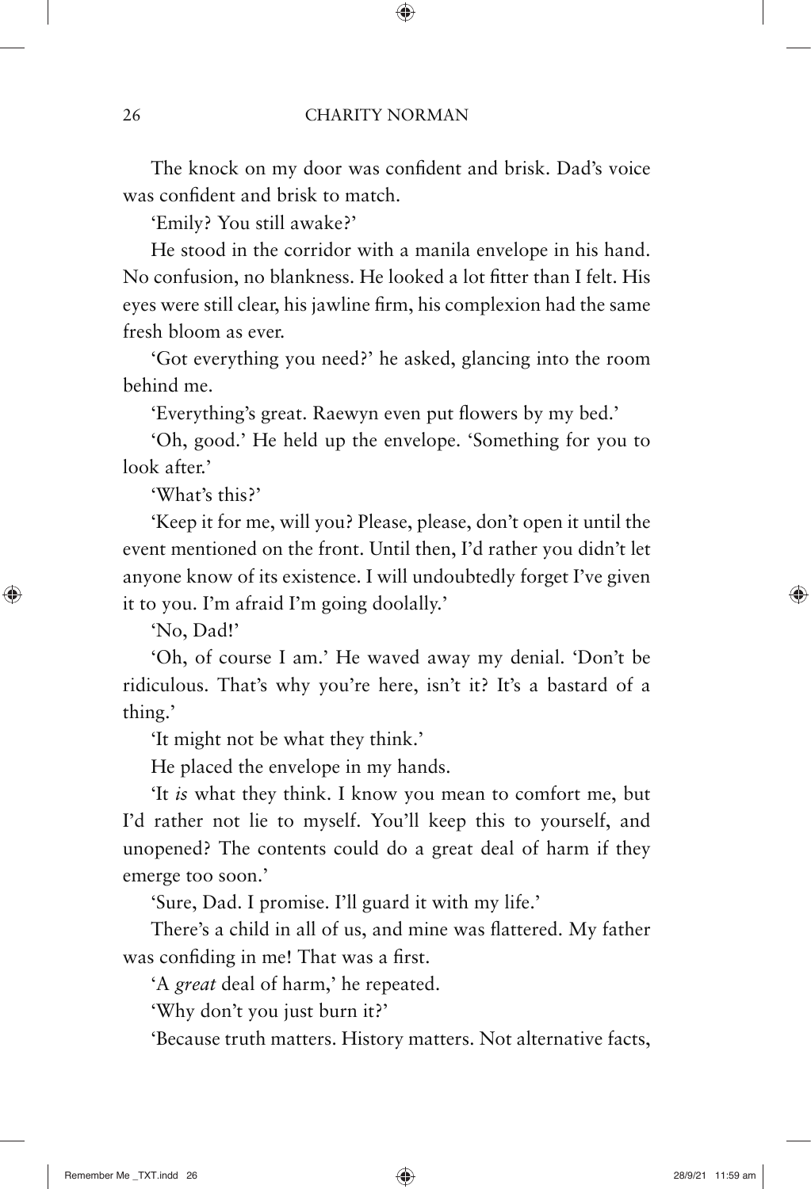The knock on my door was confident and brisk. Dad's voice was confident and brisk to match.

'Emily? You still awake?'

He stood in the corridor with a manila envelope in his hand. No confusion, no blankness. He looked a lot fitter than I felt. His eyes were still clear, his jawline firm, his complexion had the same fresh bloom as ever.

'Got everything you need?' he asked, glancing into the room behind me.

'Everything's great. Raewyn even put flowers by my bed.'

'Oh, good.' He held up the envelope. 'Something for you to look after.'

'What's this?'

'Keep it for me, will you? Please, please, don't open it until the event mentioned on the front. Until then, I'd rather you didn't let anyone know of its existence. I will undoubtedly forget I've given it to you. I'm afraid I'm going doolally.'

'No, Dad!'

'Oh, of course I am.' He waved away my denial. 'Don't be ridiculous. That's why you're here, isn't it? It's a bastard of a thing.'

'It might not be what they think.'

He placed the envelope in my hands.

'It *is* what they think. I know you mean to comfort me, but I'd rather not lie to myself. You'll keep this to yourself, and unopened? The contents could do a great deal of harm if they emerge too soon.'

'Sure, Dad. I promise. I'll guard it with my life.'

There's a child in all of us, and mine was flattered. My father was confiding in me! That was a first.

'A *great* deal of harm,' he repeated.

'Why don't you just burn it?'

'Because truth matters. History matters. Not alternative facts,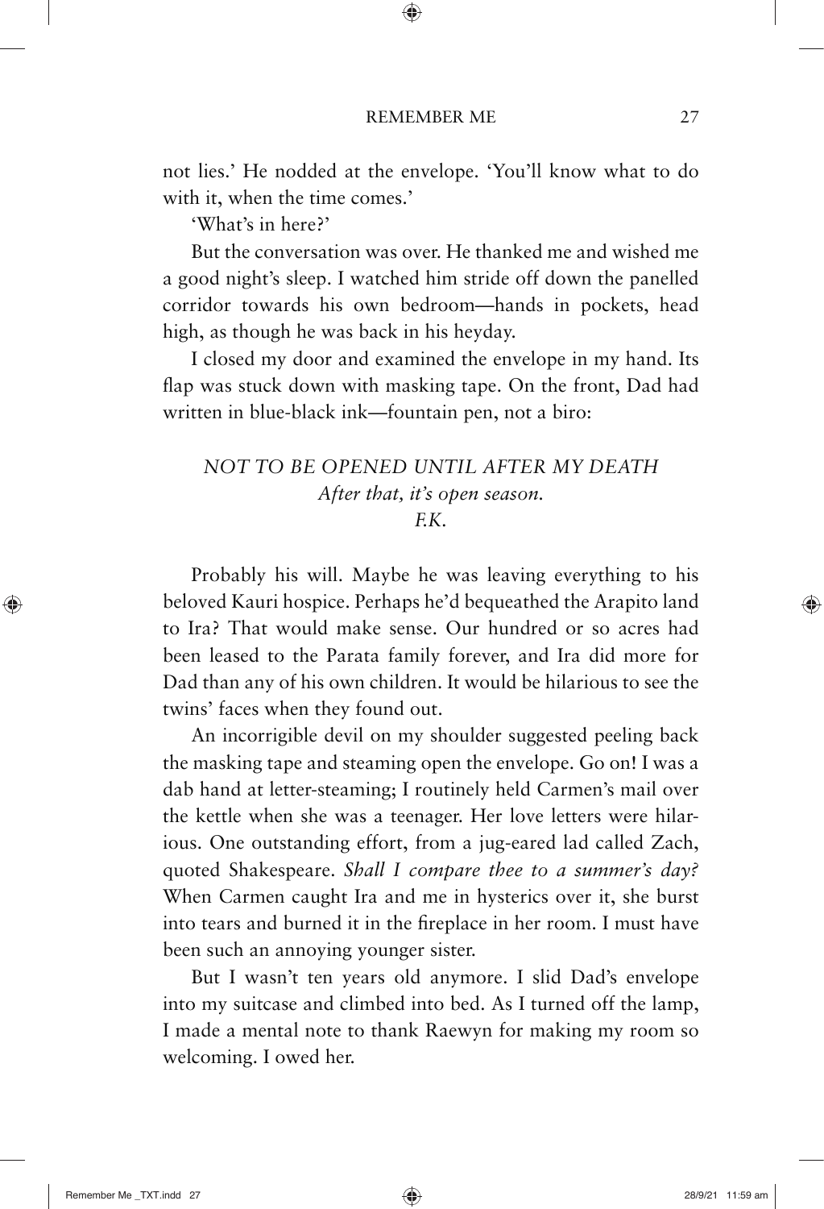not lies.' He nodded at the envelope. 'You'll know what to do with it, when the time comes.'

'What's in here?'

But the conversation was over. He thanked me and wished me a good night's sleep. I watched him stride off down the panelled corridor towards his own bedroom—hands in pockets, head high, as though he was back in his heyday.

I closed my door and examined the envelope in my hand. Its flap was stuck down with masking tape. On the front, Dad had written in blue-black ink—fountain pen, not a biro:

*NOT TO BE OPENED UNTIL AFTER MY DEATH*
*After that, it's open season.*
*F.K.*

Probably his will. Maybe he was leaving everything to his beloved Kauri hospice. Perhaps he'd bequeathed the Arapito land to Ira? That would make sense. Our hundred or so acres had been leased to the Parata family forever, and Ira did more for Dad than any of his own children. It would be hilarious to see the twins' faces when they found out.

An incorrigible devil on my shoulder suggested peeling back the masking tape and steaming open the envelope. Go on! I was a dab hand at letter-steaming; I routinely held Carmen's mail over the kettle when she was a teenager. Her love letters were hilarious. One outstanding effort, from a jug-eared lad called Zach, quoted Shakespeare. *Shall I compare thee to a summer's day?* When Carmen caught Ira and me in hysterics over it, she burst into tears and burned it in the fireplace in her room. I must have been such an annoying younger sister.

But I wasn't ten years old anymore. I slid Dad's envelope into my suitcase and climbed into bed. As I turned off the lamp, I made a mental note to thank Raewyn for making my room so welcoming. I owed her.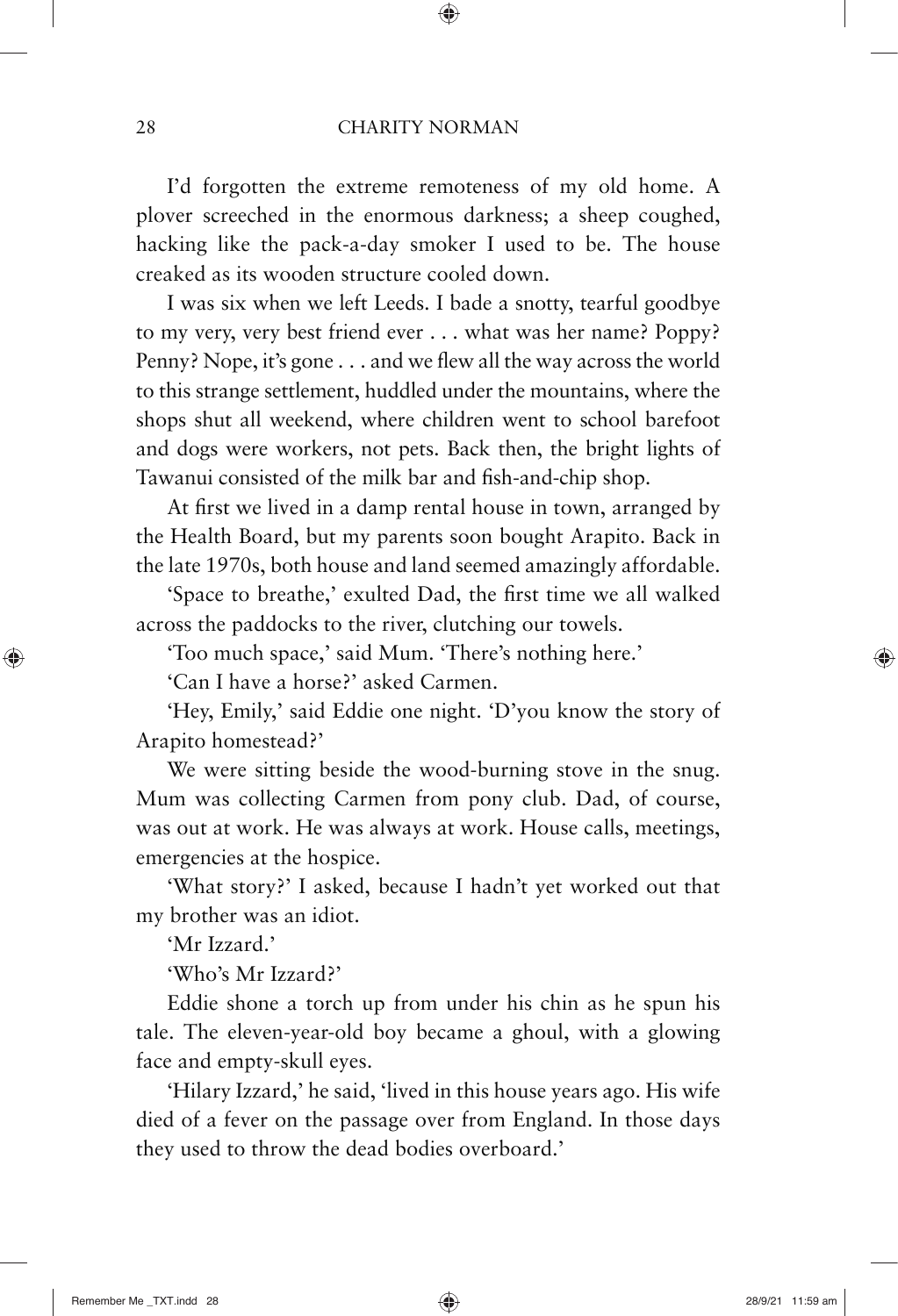I'd forgotten the extreme remoteness of my old home. A plover screeched in the enormous darkness; a sheep coughed, hacking like the pack-a-day smoker I used to be. The house creaked as its wooden structure cooled down.

I was six when we left Leeds. I bade a snotty, tearful goodbye to my very, very best friend ever . . . what was her name? Poppy? Penny? Nope, it's gone . . . and we flew all the way across the world to this strange settlement, huddled under the mountains, where the shops shut all weekend, where children went to school barefoot and dogs were workers, not pets. Back then, the bright lights of Tawanui consisted of the milk bar and fish-and-chip shop.

At first we lived in a damp rental house in town, arranged by the Health Board, but my parents soon bought Arapito. Back in the late 1970s, both house and land seemed amazingly affordable.

'Space to breathe,' exulted Dad, the first time we all walked across the paddocks to the river, clutching our towels.

'Too much space,' said Mum. 'There's nothing here.'

'Can I have a horse?' asked Carmen.

'Hey, Emily,' said Eddie one night. 'D'you know the story of Arapito homestead?'

We were sitting beside the wood-burning stove in the snug. Mum was collecting Carmen from pony club. Dad, of course, was out at work. He was always at work. House calls, meetings, emergencies at the hospice.

'What story?' I asked, because I hadn't yet worked out that my brother was an idiot.

'Mr Izzard.'

'Who's Mr Izzard?'

Eddie shone a torch up from under his chin as he spun his tale. The eleven-year-old boy became a ghoul, with a glowing face and empty-skull eyes.

'Hilary Izzard,' he said, 'lived in this house years ago. His wife died of a fever on the passage over from England. In those days they used to throw the dead bodies overboard.'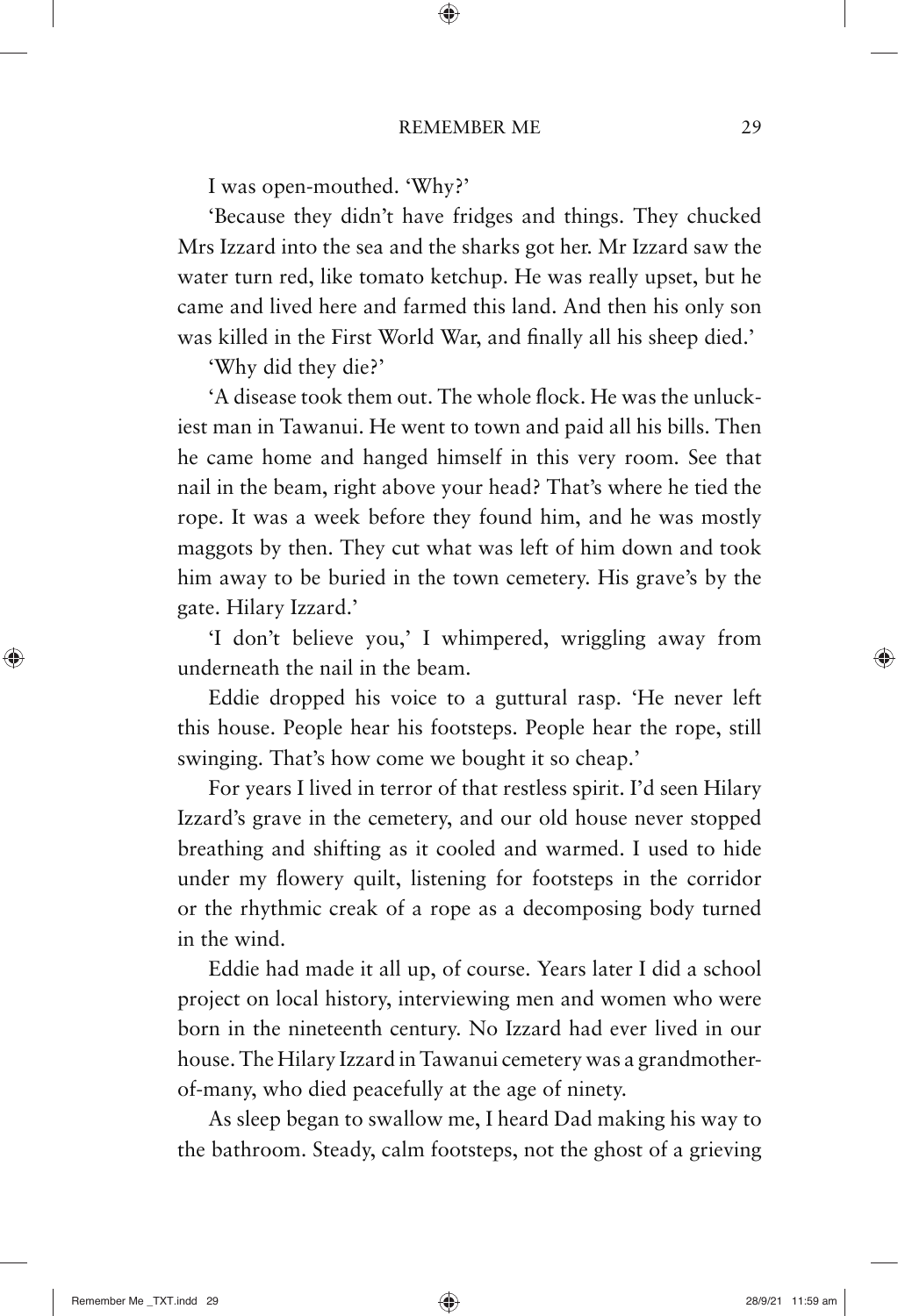I was open-mouthed. 'Why?'

'Because they didn't have fridges and things. They chucked Mrs Izzard into the sea and the sharks got her. Mr Izzard saw the water turn red, like tomato ketchup. He was really upset, but he came and lived here and farmed this land. And then his only son was killed in the First World War, and finally all his sheep died.'

'Why did they die?'

'A disease took them out. The whole flock. He was the unluckiest man in Tawanui. He went to town and paid all his bills. Then he came home and hanged himself in this very room. See that nail in the beam, right above your head? That's where he tied the rope. It was a week before they found him, and he was mostly maggots by then. They cut what was left of him down and took him away to be buried in the town cemetery. His grave's by the gate. Hilary Izzard.'

'I don't believe you,' I whimpered, wriggling away from underneath the nail in the beam.

Eddie dropped his voice to a guttural rasp. 'He never left this house. People hear his footsteps. People hear the rope, still swinging. That's how come we bought it so cheap.'

For years I lived in terror of that restless spirit. I'd seen Hilary Izzard's grave in the cemetery, and our old house never stopped breathing and shifting as it cooled and warmed. I used to hide under my flowery quilt, listening for footsteps in the corridor or the rhythmic creak of a rope as a decomposing body turned in the wind.

Eddie had made it all up, of course. Years later I did a school project on local history, interviewing men and women who were born in the nineteenth century. No Izzard had ever lived in our house. The Hilary Izzard in Tawanui cemetery was a grandmother-of-many, who died peacefully at the age of ninety.

As sleep began to swallow me, I heard Dad making his way to the bathroom. Steady, calm footsteps, not the ghost of a grieving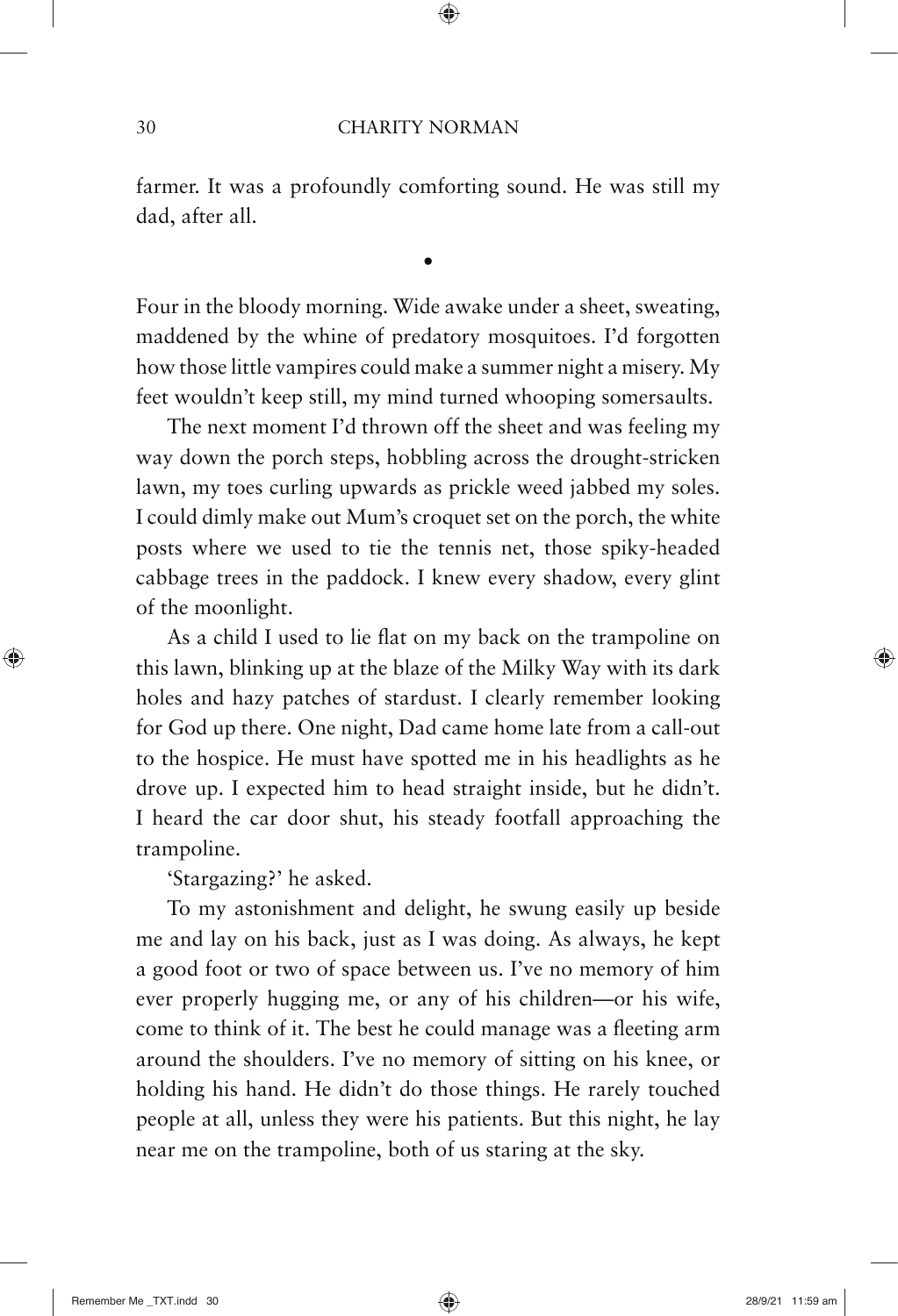farmer. It was a profoundly comforting sound. He was still my dad, after all.

•

Four in the bloody morning. Wide awake under a sheet, sweating, maddened by the whine of predatory mosquitoes. I'd forgotten how those little vampires could make a summer night a misery. My feet wouldn't keep still, my mind turned whooping somersaults.

The next moment I'd thrown off the sheet and was feeling my way down the porch steps, hobbling across the drought-stricken lawn, my toes curling upwards as prickle weed jabbed my soles. I could dimly make out Mum's croquet set on the porch, the white posts where we used to tie the tennis net, those spiky-headed cabbage trees in the paddock. I knew every shadow, every glint of the moonlight.

As a child I used to lie flat on my back on the trampoline on this lawn, blinking up at the blaze of the Milky Way with its dark holes and hazy patches of stardust. I clearly remember looking for God up there. One night, Dad came home late from a call-out to the hospice. He must have spotted me in his headlights as he drove up. I expected him to head straight inside, but he didn't. I heard the car door shut, his steady footfall approaching the trampoline.

'Stargazing?' he asked.

To my astonishment and delight, he swung easily up beside me and lay on his back, just as I was doing. As always, he kept a good foot or two of space between us. I've no memory of him ever properly hugging me, or any of his children—or his wife, come to think of it. The best he could manage was a fleeting arm around the shoulders. I've no memory of sitting on his knee, or holding his hand. He didn't do those things. He rarely touched people at all, unless they were his patients. But this night, he lay near me on the trampoline, both of us staring at the sky.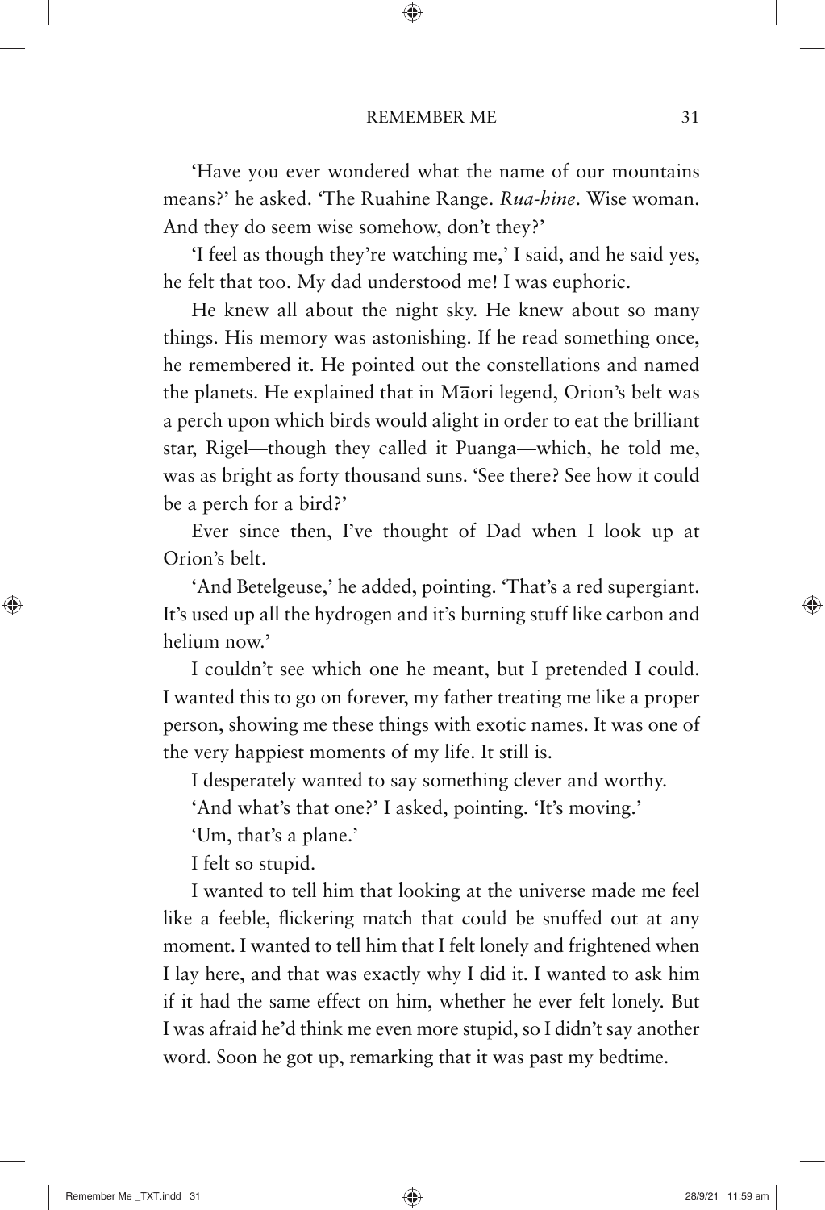'Have you ever wondered what the name of our mountains means?' he asked. 'The Ruahine Range. *Rua-hine*. Wise woman. And they do seem wise somehow, don't they?'

'I feel as though they're watching me,' I said, and he said yes, he felt that too. My dad understood me! I was euphoric.

He knew all about the night sky. He knew about so many things. His memory was astonishing. If he read something once, he remembered it. He pointed out the constellations and named the planets. He explained that in Māori legend, Orion's belt was a perch upon which birds would alight in order to eat the brilliant star, Rigel—though they called it Puanga—which, he told me, was as bright as forty thousand suns. 'See there? See how it could be a perch for a bird?'

Ever since then, I've thought of Dad when I look up at Orion's belt.

'And Betelgeuse,' he added, pointing. 'That's a red supergiant. It's used up all the hydrogen and it's burning stuff like carbon and helium now.'

I couldn't see which one he meant, but I pretended I could. I wanted this to go on forever, my father treating me like a proper person, showing me these things with exotic names. It was one of the very happiest moments of my life. It still is.

I desperately wanted to say something clever and worthy.

'And what's that one?' I asked, pointing. 'It's moving.'

'Um, that's a plane.'

I felt so stupid.

I wanted to tell him that looking at the universe made me feel like a feeble, flickering match that could be snuffed out at any moment. I wanted to tell him that I felt lonely and frightened when I lay here, and that was exactly why I did it. I wanted to ask him if it had the same effect on him, whether he ever felt lonely. But I was afraid he'd think me even more stupid, so I didn't say another word. Soon he got up, remarking that it was past my bedtime.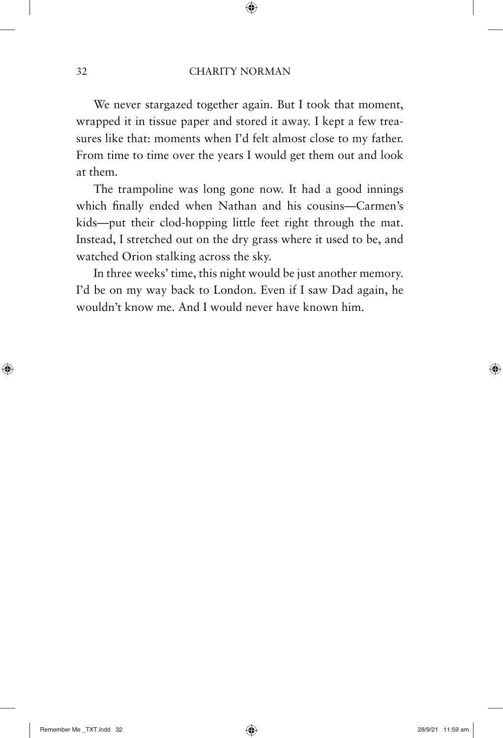We never stargazed together again. But I took that moment, wrapped it in tissue paper and stored it away. I kept a few treasures like that: moments when I'd felt almost close to my father. From time to time over the years I would get them out and look at them.

The trampoline was long gone now. It had a good innings which finally ended when Nathan and his cousins—Carmen's kids—put their clod-hopping little feet right through the mat. Instead, I stretched out on the dry grass where it used to be, and watched Orion stalking across the sky.

In three weeks' time, this night would be just another memory. I'd be on my way back to London. Even if I saw Dad again, he wouldn't know me. And I would never have known him.